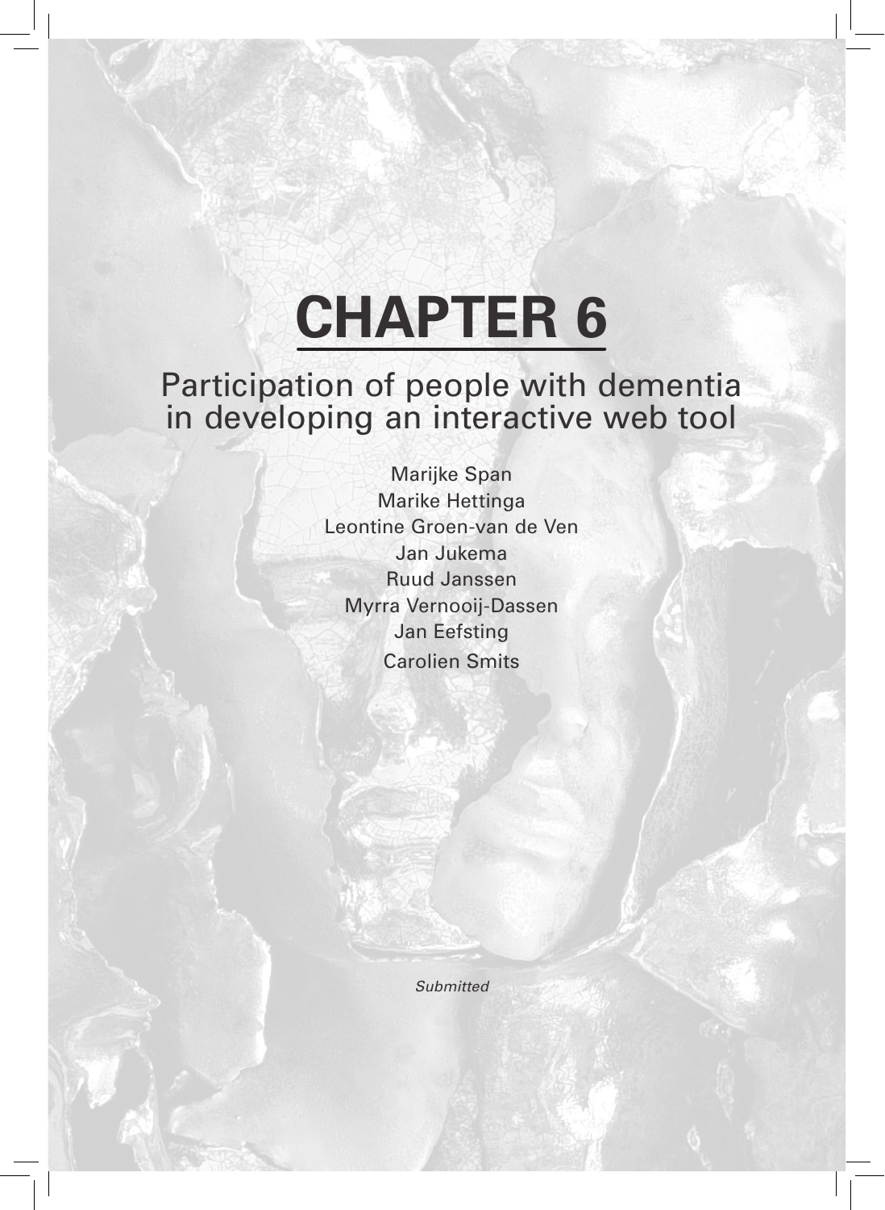# CHAPTER 6

## Participation of people with dementia in developing an interactive web tool

Marijke Span
Marike Hettinga
Leontine Groen-van de Ven
Jan Jukema
Ruud Janssen
Myrra Vernooij-Dassen
Jan Eefsting
Carolien Smits

*Submitted*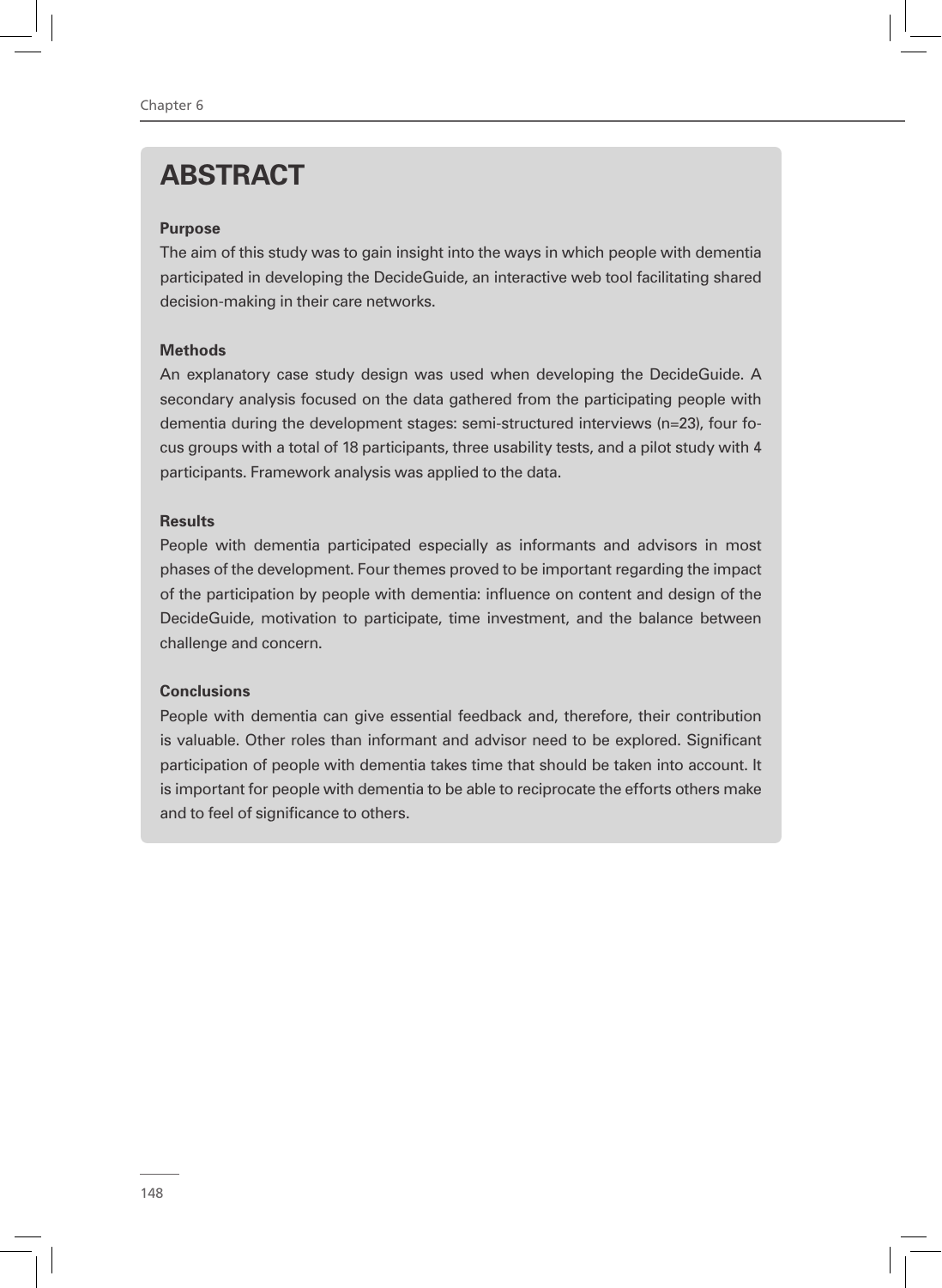# ABSTRACT

**Purpose**

The aim of this study was to gain insight into the ways in which people with dementia participated in developing the DecideGuide, an interactive web tool facilitating shared decision-making in their care networks.

**Methods**

An explanatory case study design was used when developing the DecideGuide. A secondary analysis focused on the data gathered from the participating people with dementia during the development stages: semi-structured interviews (n=23), four focus groups with a total of 18 participants, three usability tests, and a pilot study with 4 participants. Framework analysis was applied to the data.

**Results**

People with dementia participated especially as informants and advisors in most phases of the development. Four themes proved to be important regarding the impact of the participation by people with dementia: influence on content and design of the DecideGuide, motivation to participate, time investment, and the balance between challenge and concern.

**Conclusions**

People with dementia can give essential feedback and, therefore, their contribution is valuable. Other roles than informant and advisor need to be explored. Significant participation of people with dementia takes time that should be taken into account. It is important for people with dementia to be able to reciprocate the efforts others make and to feel of significance to others.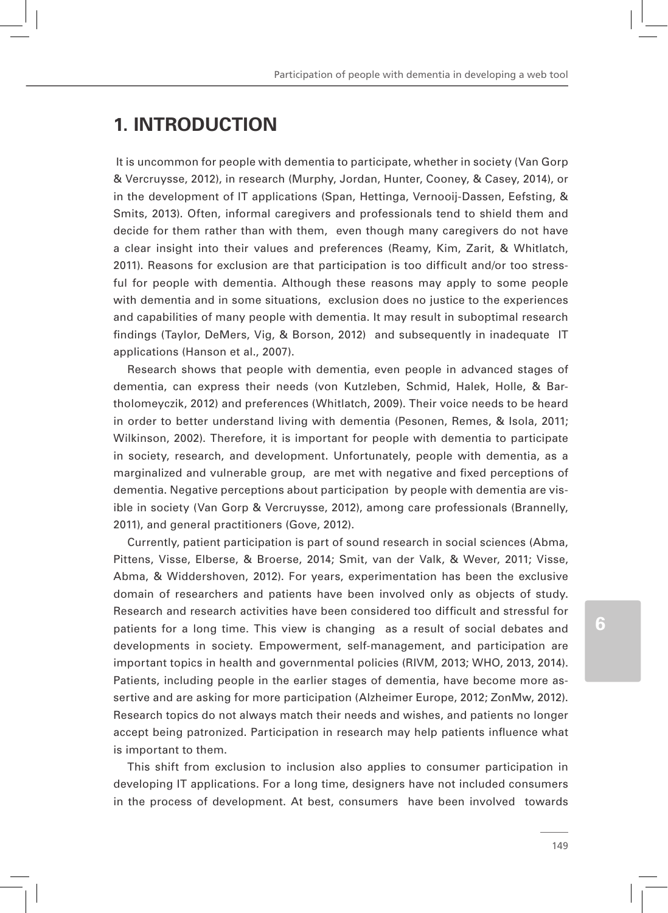# 1. INTRODUCTION

It is uncommon for people with dementia to participate, whether in society (Van Gorp & Vercruysse, 2012), in research (Murphy, Jordan, Hunter, Cooney, & Casey, 2014), or in the development of IT applications (Span, Hettinga, Vernooij-Dassen, Eefsting, & Smits, 2013). Often, informal caregivers and professionals tend to shield them and decide for them rather than with them, even though many caregivers do not have a clear insight into their values and preferences (Reamy, Kim, Zarit, & Whitlatch, 2011). Reasons for exclusion are that participation is too difficult and/or too stressful for people with dementia. Although these reasons may apply to some people with dementia and in some situations, exclusion does no justice to the experiences and capabilities of many people with dementia. It may result in suboptimal research findings (Taylor, DeMers, Vig, & Borson, 2012) and subsequently in inadequate IT applications (Hanson et al., 2007).

Research shows that people with dementia, even people in advanced stages of dementia, can express their needs (von Kutzleben, Schmid, Halek, Holle, & Bartholomeyczik, 2012) and preferences (Whitlatch, 2009). Their voice needs to be heard in order to better understand living with dementia (Pesonen, Remes, & Isola, 2011; Wilkinson, 2002). Therefore, it is important for people with dementia to participate in society, research, and development. Unfortunately, people with dementia, as a marginalized and vulnerable group, are met with negative and fixed perceptions of dementia. Negative perceptions about participation by people with dementia are visible in society (Van Gorp & Vercruysse, 2012), among care professionals (Brannelly, 2011), and general practitioners (Gove, 2012).

Currently, patient participation is part of sound research in social sciences (Abma, Pittens, Visse, Elberse, & Broerse, 2014; Smit, van der Valk, & Wever, 2011; Visse, Abma, & Widdershoven, 2012). For years, experimentation has been the exclusive domain of researchers and patients have been involved only as objects of study. Research and research activities have been considered too difficult and stressful for patients for a long time. This view is changing as a result of social debates and developments in society. Empowerment, self-management, and participation are important topics in health and governmental policies (RIVM, 2013; WHO, 2013, 2014). Patients, including people in the earlier stages of dementia, have become more assertive and are asking for more participation (Alzheimer Europe, 2012; ZonMw, 2012). Research topics do not always match their needs and wishes, and patients no longer accept being patronized. Participation in research may help patients influence what is important to them.

This shift from exclusion to inclusion also applies to consumer participation in developing IT applications. For a long time, designers have not included consumers in the process of development. At best, consumers have been involved towards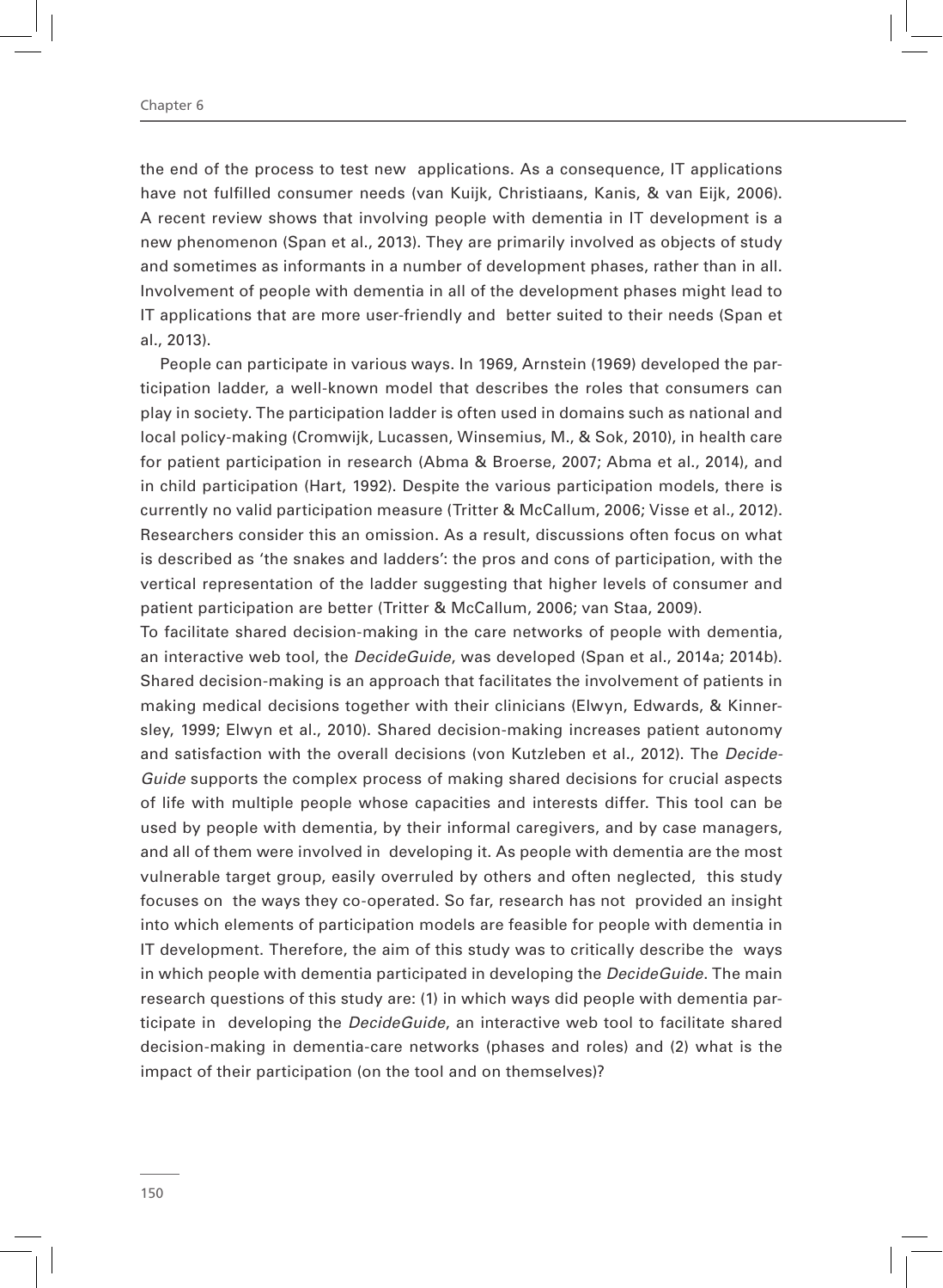the end of the process to test new applications. As a consequence, IT applications have not fulfilled consumer needs (van Kuijk, Christiaans, Kanis, & van Eijk, 2006). A recent review shows that involving people with dementia in IT development is a new phenomenon (Span et al., 2013). They are primarily involved as objects of study and sometimes as informants in a number of development phases, rather than in all. Involvement of people with dementia in all of the development phases might lead to IT applications that are more user-friendly and better suited to their needs (Span et al., 2013).

People can participate in various ways. In 1969, Arnstein (1969) developed the participation ladder, a well-known model that describes the roles that consumers can play in society. The participation ladder is often used in domains such as national and local policy-making (Cromwijk, Lucassen, Winsemius, M., & Sok, 2010), in health care for patient participation in research (Abma & Broerse, 2007; Abma et al., 2014), and in child participation (Hart, 1992). Despite the various participation models, there is currently no valid participation measure (Tritter & McCallum, 2006; Visse et al., 2012). Researchers consider this an omission. As a result, discussions often focus on what is described as 'the snakes and ladders': the pros and cons of participation, with the vertical representation of the ladder suggesting that higher levels of consumer and patient participation are better (Tritter & McCallum, 2006; van Staa, 2009).

To facilitate shared decision-making in the care networks of people with dementia, an interactive web tool, the *DecideGuide*, was developed (Span et al., 2014a; 2014b). Shared decision-making is an approach that facilitates the involvement of patients in making medical decisions together with their clinicians (Elwyn, Edwards, & Kinnersley, 1999; Elwyn et al., 2010). Shared decision-making increases patient autonomy and satisfaction with the overall decisions (von Kutzleben et al., 2012). The *DecideGuide* supports the complex process of making shared decisions for crucial aspects of life with multiple people whose capacities and interests differ. This tool can be used by people with dementia, by their informal caregivers, and by case managers, and all of them were involved in developing it. As people with dementia are the most vulnerable target group, easily overruled by others and often neglected, this study focuses on the ways they co-operated. So far, research has not provided an insight into which elements of participation models are feasible for people with dementia in IT development. Therefore, the aim of this study was to critically describe the ways in which people with dementia participated in developing the *DecideGuide*. The main research questions of this study are: (1) in which ways did people with dementia participate in developing the *DecideGuide*, an interactive web tool to facilitate shared decision-making in dementia-care networks (phases and roles) and (2) what is the impact of their participation (on the tool and on themselves)?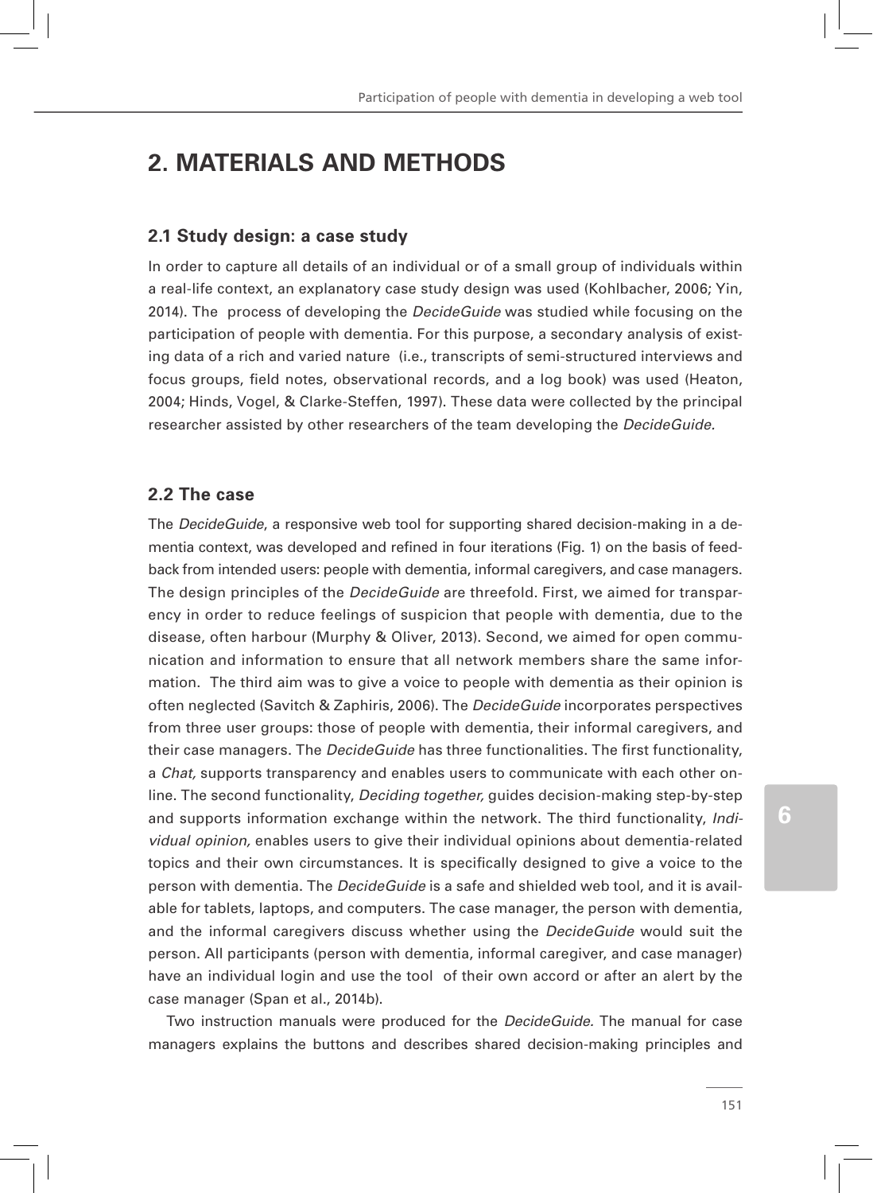# 2. MATERIALS AND METHODS

## 2.1 Study design: a case study

In order to capture all details of an individual or of a small group of individuals within a real-life context, an explanatory case study design was used (Kohlbacher, 2006; Yin, 2014). The process of developing the *DecideGuide* was studied while focusing on the participation of people with dementia. For this purpose, a secondary analysis of existing data of a rich and varied nature (i.e., transcripts of semi-structured interviews and focus groups, field notes, observational records, and a log book) was used (Heaton, 2004; Hinds, Vogel, & Clarke-Steffen, 1997). These data were collected by the principal researcher assisted by other researchers of the team developing the *DecideGuide*.

## 2.2 The case

The *DecideGuide*, a responsive web tool for supporting shared decision-making in a dementia context, was developed and refined in four iterations (Fig. 1) on the basis of feedback from intended users: people with dementia, informal caregivers, and case managers. The design principles of the *DecideGuide* are threefold. First, we aimed for transparency in order to reduce feelings of suspicion that people with dementia, due to the disease, often harbour (Murphy & Oliver, 2013). Second, we aimed for open communication and information to ensure that all network members share the same information. The third aim was to give a voice to people with dementia as their opinion is often neglected (Savitch & Zaphiris, 2006). The *DecideGuide* incorporates perspectives from three user groups: those of people with dementia, their informal caregivers, and their case managers. The *DecideGuide* has three functionalities. The first functionality, a *Chat,* supports transparency and enables users to communicate with each other online. The second functionality, *Deciding together,* guides decision-making step-by-step and supports information exchange within the network. The third functionality, *Individual opinion,* enables users to give their individual opinions about dementia-related topics and their own circumstances. It is specifically designed to give a voice to the person with dementia. The *DecideGuide* is a safe and shielded web tool, and it is available for tablets, laptops, and computers. The case manager, the person with dementia, and the informal caregivers discuss whether using the *DecideGuide* would suit the person. All participants (person with dementia, informal caregiver, and case manager) have an individual login and use the tool of their own accord or after an alert by the case manager (Span et al., 2014b).

Two instruction manuals were produced for the *DecideGuide.* The manual for case managers explains the buttons and describes shared decision-making principles and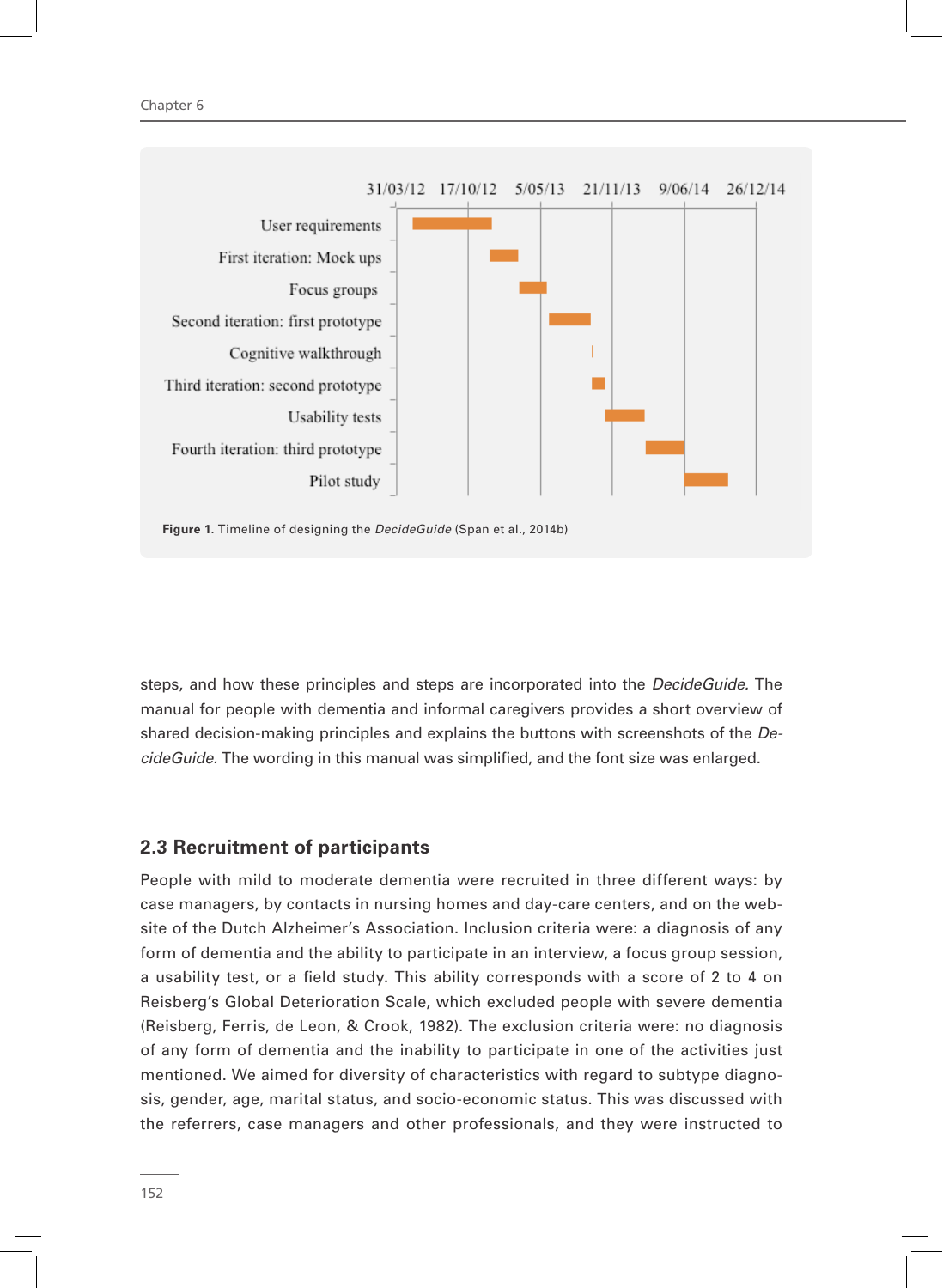Figure 1. Timeline of designing the *DecideGuide* (Span et al., 2014b)

steps, and how these principles and steps are incorporated into the *DecideGuide.* The manual for people with dementia and informal caregivers provides a short overview of shared decision-making principles and explains the buttons with screenshots of the *DecideGuide.* The wording in this manual was simplified, and the font size was enlarged.

## 2.3 Recruitment of participants

People with mild to moderate dementia were recruited in three different ways: by case managers, by contacts in nursing homes and day-care centers, and on the website of the Dutch Alzheimer's Association. Inclusion criteria were: a diagnosis of any form of dementia and the ability to participate in an interview, a focus group session, a usability test, or a field study. This ability corresponds with a score of 2 to 4 on Reisberg's Global Deterioration Scale, which excluded people with severe dementia (Reisberg, Ferris, de Leon, & Crook, 1982). The exclusion criteria were: no diagnosis of any form of dementia and the inability to participate in one of the activities just mentioned. We aimed for diversity of characteristics with regard to subtype diagnosis, gender, age, marital status, and socio-economic status. This was discussed with the referrers, case managers and other professionals, and they were instructed to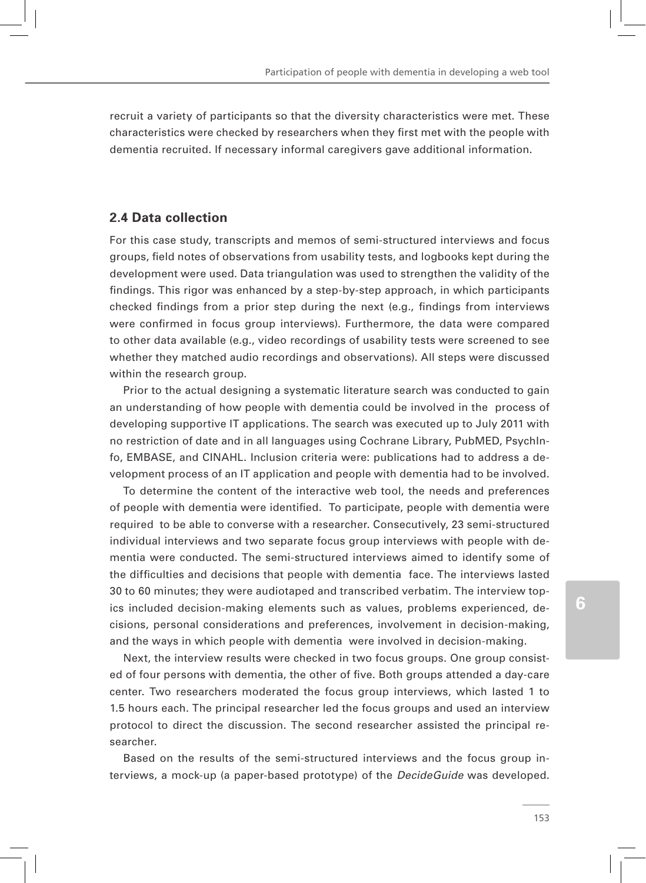recruit a variety of participants so that the diversity characteristics were met. These characteristics were checked by researchers when they first met with the people with dementia recruited. If necessary informal caregivers gave additional information.

## 2.4 Data collection

For this case study, transcripts and memos of semi-structured interviews and focus groups, field notes of observations from usability tests, and logbooks kept during the development were used. Data triangulation was used to strengthen the validity of the findings. This rigor was enhanced by a step-by-step approach, in which participants checked findings from a prior step during the next (e.g., findings from interviews were confirmed in focus group interviews). Furthermore, the data were compared to other data available (e.g., video recordings of usability tests were screened to see whether they matched audio recordings and observations). All steps were discussed within the research group.

Prior to the actual designing a systematic literature search was conducted to gain an understanding of how people with dementia could be involved in the process of developing supportive IT applications. The search was executed up to July 2011 with no restriction of date and in all languages using Cochrane Library, PubMED, PsychInfo, EMBASE, and CINAHL. Inclusion criteria were: publications had to address a development process of an IT application and people with dementia had to be involved.

To determine the content of the interactive web tool, the needs and preferences of people with dementia were identified. To participate, people with dementia were required to be able to converse with a researcher. Consecutively, 23 semi-structured individual interviews and two separate focus group interviews with people with dementia were conducted. The semi-structured interviews aimed to identify some of the difficulties and decisions that people with dementia face. The interviews lasted 30 to 60 minutes; they were audiotaped and transcribed verbatim. The interview topics included decision-making elements such as values, problems experienced, decisions, personal considerations and preferences, involvement in decision-making, and the ways in which people with dementia were involved in decision-making.

Next, the interview results were checked in two focus groups. One group consisted of four persons with dementia, the other of five. Both groups attended a day-care center. Two researchers moderated the focus group interviews, which lasted 1 to 1.5 hours each. The principal researcher led the focus groups and used an interview protocol to direct the discussion. The second researcher assisted the principal researcher.

Based on the results of the semi-structured interviews and the focus group interviews, a mock-up (a paper-based prototype) of the *DecideGuide* was developed.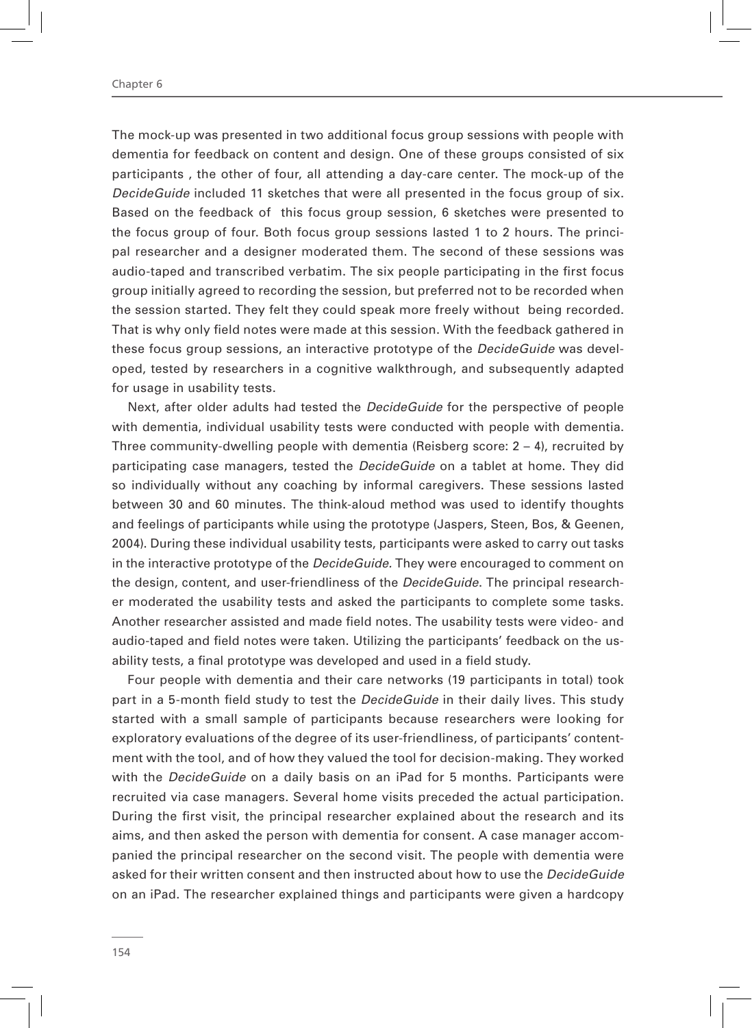The mock-up was presented in two additional focus group sessions with people with dementia for feedback on content and design. One of these groups consisted of six participants , the other of four, all attending a day-care center. The mock-up of the *DecideGuide* included 11 sketches that were all presented in the focus group of six. Based on the feedback of this focus group session, 6 sketches were presented to the focus group of four. Both focus group sessions lasted 1 to 2 hours. The principal researcher and a designer moderated them. The second of these sessions was audio-taped and transcribed verbatim. The six people participating in the first focus group initially agreed to recording the session, but preferred not to be recorded when the session started. They felt they could speak more freely without being recorded. That is why only field notes were made at this session. With the feedback gathered in these focus group sessions, an interactive prototype of the *DecideGuide* was developed, tested by researchers in a cognitive walkthrough, and subsequently adapted for usage in usability tests.

Next, after older adults had tested the *DecideGuide* for the perspective of people with dementia, individual usability tests were conducted with people with dementia. Three community-dwelling people with dementia (Reisberg score: 2 – 4), recruited by participating case managers, tested the *DecideGuide* on a tablet at home. They did so individually without any coaching by informal caregivers. These sessions lasted between 30 and 60 minutes. The think-aloud method was used to identify thoughts and feelings of participants while using the prototype (Jaspers, Steen, Bos, & Geenen, 2004). During these individual usability tests, participants were asked to carry out tasks in the interactive prototype of the *DecideGuide.* They were encouraged to comment on the design, content, and user-friendliness of the *DecideGuide*. The principal researcher moderated the usability tests and asked the participants to complete some tasks. Another researcher assisted and made field notes. The usability tests were video- and audio-taped and field notes were taken. Utilizing the participants' feedback on the usability tests, a final prototype was developed and used in a field study.

Four people with dementia and their care networks (19 participants in total) took part in a 5-month field study to test the *DecideGuide* in their daily lives. This study started with a small sample of participants because researchers were looking for exploratory evaluations of the degree of its user-friendliness, of participants' contentment with the tool, and of how they valued the tool for decision-making. They worked with the *DecideGuide* on a daily basis on an iPad for 5 months. Participants were recruited via case managers. Several home visits preceded the actual participation. During the first visit, the principal researcher explained about the research and its aims, and then asked the person with dementia for consent. A case manager accompanied the principal researcher on the second visit. The people with dementia were asked for their written consent and then instructed about how to use the *DecideGuide* on an iPad. The researcher explained things and participants were given a hardcopy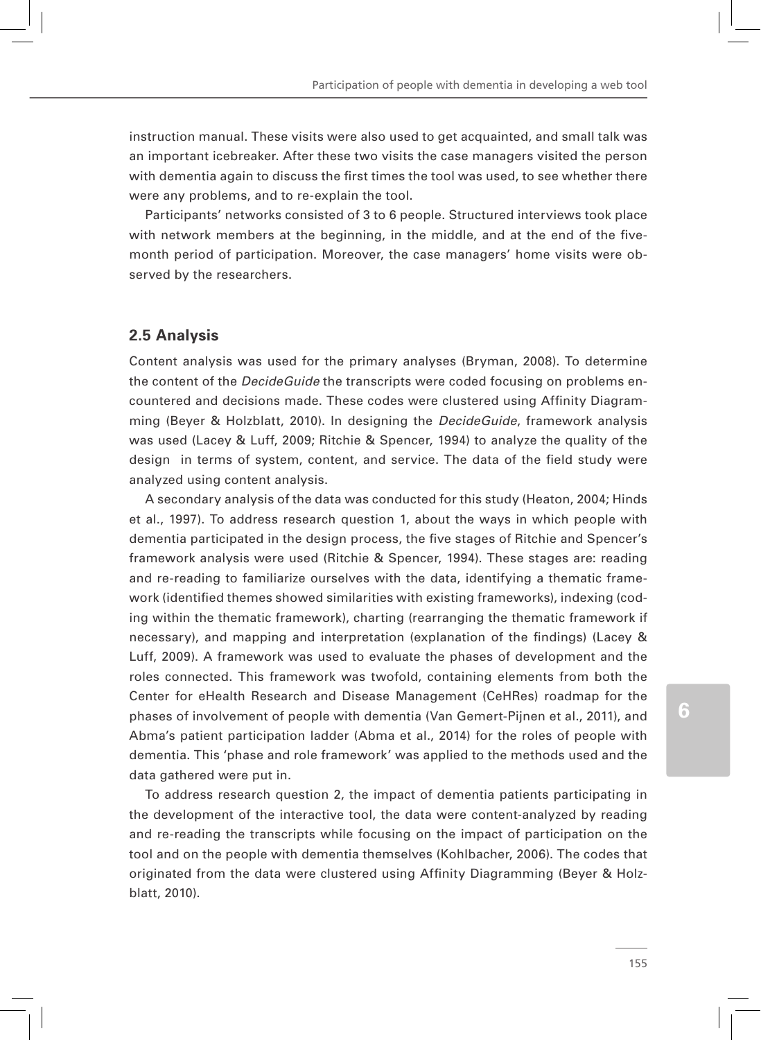instruction manual. These visits were also used to get acquainted, and small talk was an important icebreaker. After these two visits the case managers visited the person with dementia again to discuss the first times the tool was used, to see whether there were any problems, and to re-explain the tool.

Participants' networks consisted of 3 to 6 people. Structured interviews took place with network members at the beginning, in the middle, and at the end of the five-month period of participation. Moreover, the case managers' home visits were observed by the researchers.

## 2.5 Analysis

Content analysis was used for the primary analyses (Bryman, 2008). To determine the content of the *DecideGuide* the transcripts were coded focusing on problems encountered and decisions made. These codes were clustered using Affinity Diagramming (Beyer & Holzblatt, 2010). In designing the *DecideGuide*, framework analysis was used (Lacey & Luff, 2009; Ritchie & Spencer, 1994) to analyze the quality of the design in terms of system, content, and service. The data of the field study were analyzed using content analysis.

A secondary analysis of the data was conducted for this study (Heaton, 2004; Hinds et al., 1997). To address research question 1, about the ways in which people with dementia participated in the design process, the five stages of Ritchie and Spencer's framework analysis were used (Ritchie & Spencer, 1994). These stages are: reading and re-reading to familiarize ourselves with the data, identifying a thematic framework (identified themes showed similarities with existing frameworks), indexing (coding within the thematic framework), charting (rearranging the thematic framework if necessary), and mapping and interpretation (explanation of the findings) (Lacey & Luff, 2009). A framework was used to evaluate the phases of development and the roles connected. This framework was twofold, containing elements from both the Center for eHealth Research and Disease Management (CeHRes) roadmap for the phases of involvement of people with dementia (Van Gemert-Pijnen et al., 2011), and Abma's patient participation ladder (Abma et al., 2014) for the roles of people with dementia. This 'phase and role framework' was applied to the methods used and the data gathered were put in.

To address research question 2, the impact of dementia patients participating in the development of the interactive tool, the data were content-analyzed by reading and re-reading the transcripts while focusing on the impact of participation on the tool and on the people with dementia themselves (Kohlbacher, 2006). The codes that originated from the data were clustered using Affinity Diagramming (Beyer & Holzblatt, 2010).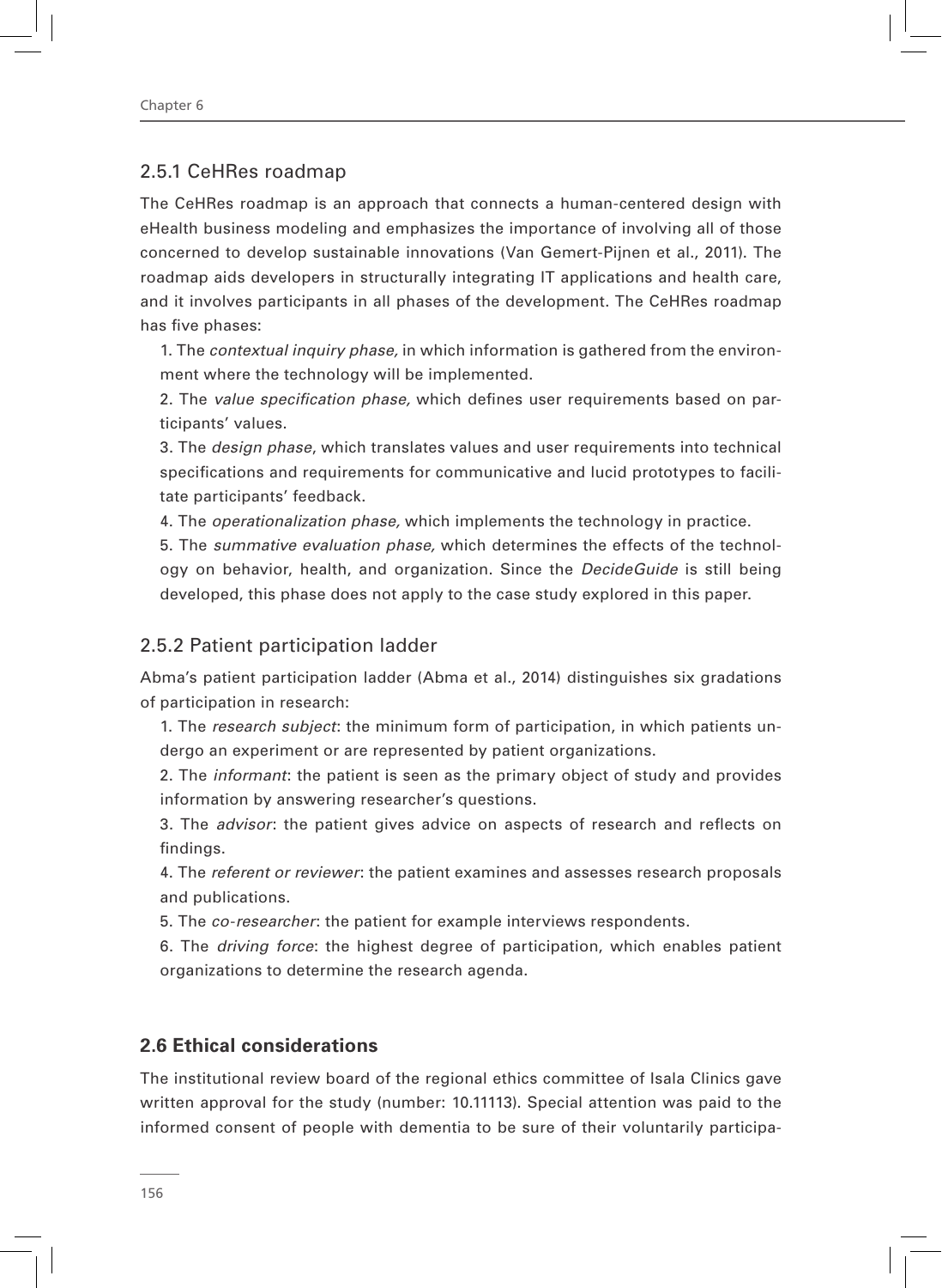### 2.5.1 CeHRes roadmap

The CeHRes roadmap is an approach that connects a human-centered design with eHealth business modeling and emphasizes the importance of involving all of those concerned to develop sustainable innovations (Van Gemert-Pijnen et al., 2011). The roadmap aids developers in structurally integrating IT applications and health care, and it involves participants in all phases of the development. The CeHRes roadmap has five phases:

1. The *contextual inquiry phase,* in which information is gathered from the environment where the technology will be implemented.
2. The *value specification phase,* which defines user requirements based on participants' values.
3. The *design phase*, which translates values and user requirements into technical specifications and requirements for communicative and lucid prototypes to facilitate participants' feedback.
4. The *operationalization phase,* which implements the technology in practice.
5. The *summative evaluation phase,* which determines the effects of the technology on behavior, health, and organization. Since the *DecideGuide* is still being developed, this phase does not apply to the case study explored in this paper.

### 2.5.2 Patient participation ladder

Abma's patient participation ladder (Abma et al., 2014) distinguishes six gradations of participation in research:

1. The *research subject*: the minimum form of participation, in which patients undergo an experiment or are represented by patient organizations.
2. The *informant*: the patient is seen as the primary object of study and provides information by answering researcher's questions.
3. The *advisor*: the patient gives advice on aspects of research and reflects on findings.
4. The *referent or reviewer*: the patient examines and assesses research proposals and publications.
5. The *co-researcher*: the patient for example interviews respondents.
6. The *driving force*: the highest degree of participation, which enables patient organizations to determine the research agenda.

## 2.6 Ethical considerations

The institutional review board of the regional ethics committee of Isala Clinics gave written approval for the study (number: 10.11113). Special attention was paid to the informed consent of people with dementia to be sure of their voluntarily participa-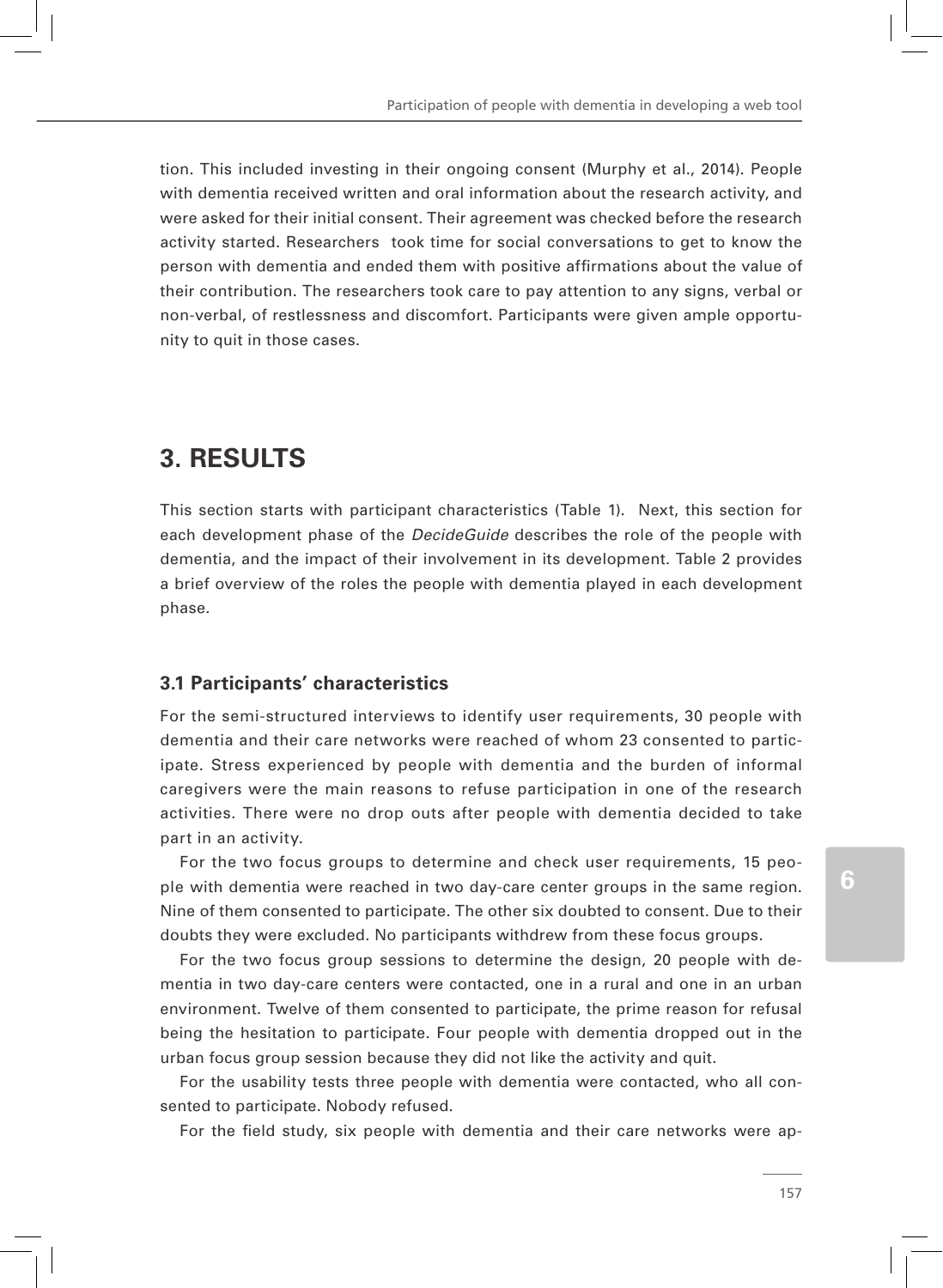tion. This included investing in their ongoing consent (Murphy et al., 2014). People with dementia received written and oral information about the research activity, and were asked for their initial consent. Their agreement was checked before the research activity started. Researchers  took time for social conversations to get to know the person with dementia and ended them with positive affirmations about the value of their contribution. The researchers took care to pay attention to any signs, verbal or non-verbal, of restlessness and discomfort. Participants were given ample opportunity to quit in those cases.

# 3. RESULTS

This section starts with participant characteristics (Table 1).  Next, this section for each development phase of the *DecideGuide* describes the role of the people with dementia, and the impact of their involvement in its development. Table 2 provides a brief overview of the roles the people with dementia played in each development phase.

## 3.1 Participants' characteristics

For the semi-structured interviews to identify user requirements, 30 people with dementia and their care networks were reached of whom 23 consented to participate. Stress experienced by people with dementia and the burden of informal caregivers were the main reasons to refuse participation in one of the research activities. There were no drop outs after people with dementia decided to take part in an activity.

For the two focus groups to determine and check user requirements, 15 people with dementia were reached in two day-care center groups in the same region. Nine of them consented to participate. The other six doubted to consent. Due to their doubts they were excluded. No participants withdrew from these focus groups.

For the two focus group sessions to determine the design, 20 people with dementia in two day-care centers were contacted, one in a rural and one in an urban environment. Twelve of them consented to participate, the prime reason for refusal being the hesitation to participate. Four people with dementia dropped out in the urban focus group session because they did not like the activity and quit.

For the usability tests three people with dementia were contacted, who all consented to participate. Nobody refused.

For the field study, six people with dementia and their care networks were ap-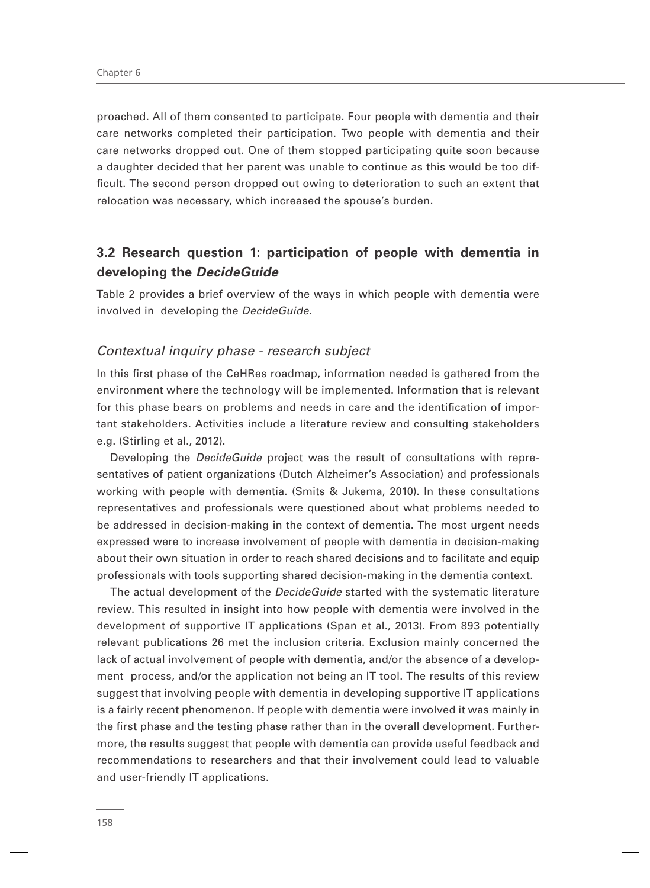proached. All of them consented to participate. Four people with dementia and their care networks completed their participation. Two people with dementia and their care networks dropped out. One of them stopped participating quite soon because a daughter decided that her parent was unable to continue as this would be too difficult. The second person dropped out owing to deterioration to such an extent that relocation was necessary, which increased the spouse's burden.

## 3.2 Research question 1: participation of people with dementia in developing the *DecideGuide*

Table 2 provides a brief overview of the ways in which people with dementia were involved in developing the *DecideGuide*.

### *Contextual inquiry phase - research subject*

In this first phase of the CeHRes roadmap, information needed is gathered from the environment where the technology will be implemented. Information that is relevant for this phase bears on problems and needs in care and the identification of important stakeholders. Activities include a literature review and consulting stakeholders e.g. (Stirling et al., 2012).

Developing the *DecideGuide* project was the result of consultations with representatives of patient organizations (Dutch Alzheimer's Association) and professionals working with people with dementia. (Smits & Jukema, 2010). In these consultations representatives and professionals were questioned about what problems needed to be addressed in decision-making in the context of dementia. The most urgent needs expressed were to increase involvement of people with dementia in decision-making about their own situation in order to reach shared decisions and to facilitate and equip professionals with tools supporting shared decision-making in the dementia context.

The actual development of the *DecideGuide* started with the systematic literature review. This resulted in insight into how people with dementia were involved in the development of supportive IT applications (Span et al., 2013). From 893 potentially relevant publications 26 met the inclusion criteria. Exclusion mainly concerned the lack of actual involvement of people with dementia, and/or the absence of a development process, and/or the application not being an IT tool. The results of this review suggest that involving people with dementia in developing supportive IT applications is a fairly recent phenomenon. If people with dementia were involved it was mainly in the first phase and the testing phase rather than in the overall development. Furthermore, the results suggest that people with dementia can provide useful feedback and recommendations to researchers and that their involvement could lead to valuable and user-friendly IT applications.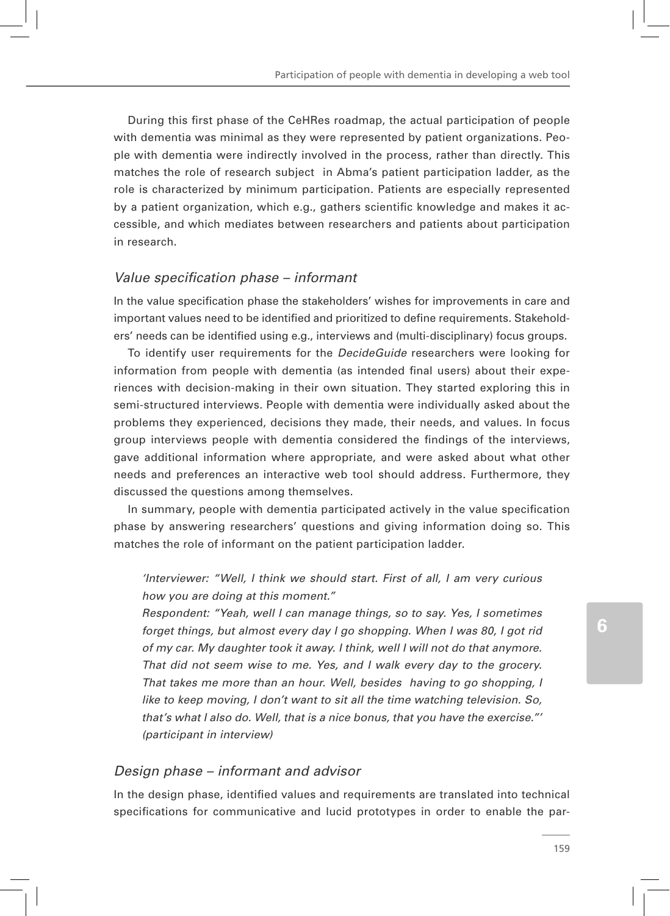During this first phase of the CeHRes roadmap, the actual participation of people with dementia was minimal as they were represented by patient organizations. People with dementia were indirectly involved in the process, rather than directly. This matches the role of research subject in Abma's patient participation ladder, as the role is characterized by minimum participation. Patients are especially represented by a patient organization, which e.g., gathers scientific knowledge and makes it accessible, and which mediates between researchers and patients about participation in research.

### *Value specification phase – informant*

In the value specification phase the stakeholders' wishes for improvements in care and important values need to be identified and prioritized to define requirements. Stakeholders' needs can be identified using e.g., interviews and (multi-disciplinary) focus groups.

To identify user requirements for the *DecideGuide* researchers were looking for information from people with dementia (as intended final users) about their experiences with decision-making in their own situation. They started exploring this in semi-structured interviews. People with dementia were individually asked about the problems they experienced, decisions they made, their needs, and values. In focus group interviews people with dementia considered the findings of the interviews, gave additional information where appropriate, and were asked about what other needs and preferences an interactive web tool should address. Furthermore, they discussed the questions among themselves.

In summary, people with dementia participated actively in the value specification phase by answering researchers' questions and giving information doing so. This matches the role of informant on the patient participation ladder.

> *'Interviewer: "Well, I think we should start. First of all, I am very curious how you are doing at this moment."*
> *Respondent: "Yeah, well I can manage things, so to say. Yes, I sometimes forget things, but almost every day I go shopping. When I was 80, I got rid of my car. My daughter took it away. I think, well I will not do that anymore. That did not seem wise to me. Yes, and I walk every day to the grocery. That takes me more than an hour. Well, besides having to go shopping, I like to keep moving, I don't want to sit all the time watching television. So, that's what I also do. Well, that is a nice bonus, that you have the exercise."' (participant in interview)*

### *Design phase – informant and advisor*

In the design phase, identified values and requirements are translated into technical specifications for communicative and lucid prototypes in order to enable the par-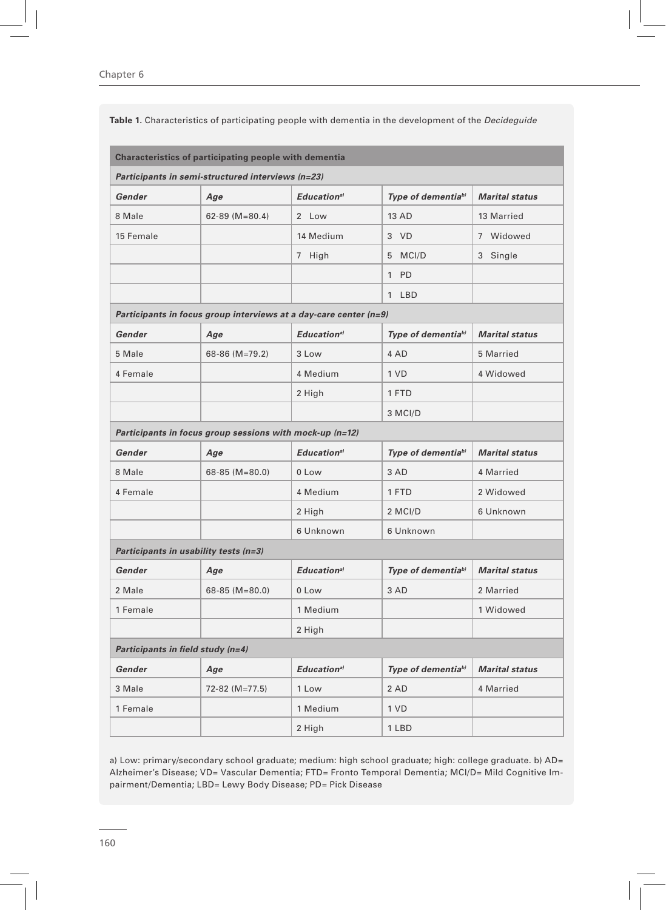**Table 1.** Characteristics of participating people with dementia in the development of the *Decideguide*

| Characteristics of participating people with dementia | | | | |
|---|---|---|---|---|
| ***Participants in semi-structured interviews (n=23)*** | | | | |
| ***Gender*** | ***Age*** | ***Education[a)]*** | ***Type of dementia[b)]*** | ***Marital status*** |
| 8 Male | 62-89 (M=80.4) | 2 Low | 13 AD | 13 Married |
| 15 Female | | 14 Medium | 3 VD | 7 Widowed |
| | | 7 High | 5 MCI/D | 3 Single |
| | | | 1 PD | |
| | | | 1 LBD | |
| ***Participants in focus group interviews at a day-care center (n=9)*** | | | | |
| ***Gender*** | ***Age*** | ***Education[a)]*** | ***Type of dementia[b)]*** | ***Marital status*** |
| 5 Male | 68-86 (M=79.2) | 3 Low | 4 AD | 5 Married |
| 4 Female | | 4 Medium | 1 VD | 4 Widowed |
| | | 2 High | 1 FTD | |
| | | | 3 MCI/D | |
| ***Participants in focus group sessions with mock-up (n=12)*** | | | | |
| ***Gender*** | ***Age*** | ***Education[a)]*** | ***Type of dementia[b)]*** | ***Marital status*** |
| 8 Male | 68-85 (M=80.0) | 0 Low | 3 AD | 4 Married |
| 4 Female | | 4 Medium | 1 FTD | 2 Widowed |
| | | 2 High | 2 MCI/D | 6 Unknown |
| | | 6 Unknown | 6 Unknown | |
| ***Participants in usability tests (n=3)*** | | | | |
| ***Gender*** | ***Age*** | ***Education[a)]*** | ***Type of dementia[b)]*** | ***Marital status*** |
| 2 Male | 68-85 (M=80.0) | 0 Low | 3 AD | 2 Married |
| 1 Female | | 1 Medium | | 1 Widowed |
| | | 2 High | | |
| ***Participants in field study (n=4)*** | | | | |
| ***Gender*** | ***Age*** | ***Education[a)]*** | ***Type of dementia[b)]*** | ***Marital status*** |
| 3 Male | 72-82 (M=77.5) | 1 Low | 2 AD | 4 Married |
| 1 Female | | 1 Medium | 1 VD | |
| | | 2 High | 1 LBD | |

a) Low: primary/secondary school graduate; medium: high school graduate; high: college graduate. b) AD= Alzheimer's Disease; VD= Vascular Dementia; FTD= Fronto Temporal Dementia; MCI/D= Mild Cognitive Impairment/Dementia; LBD= Lewy Body Disease; PD= Pick Disease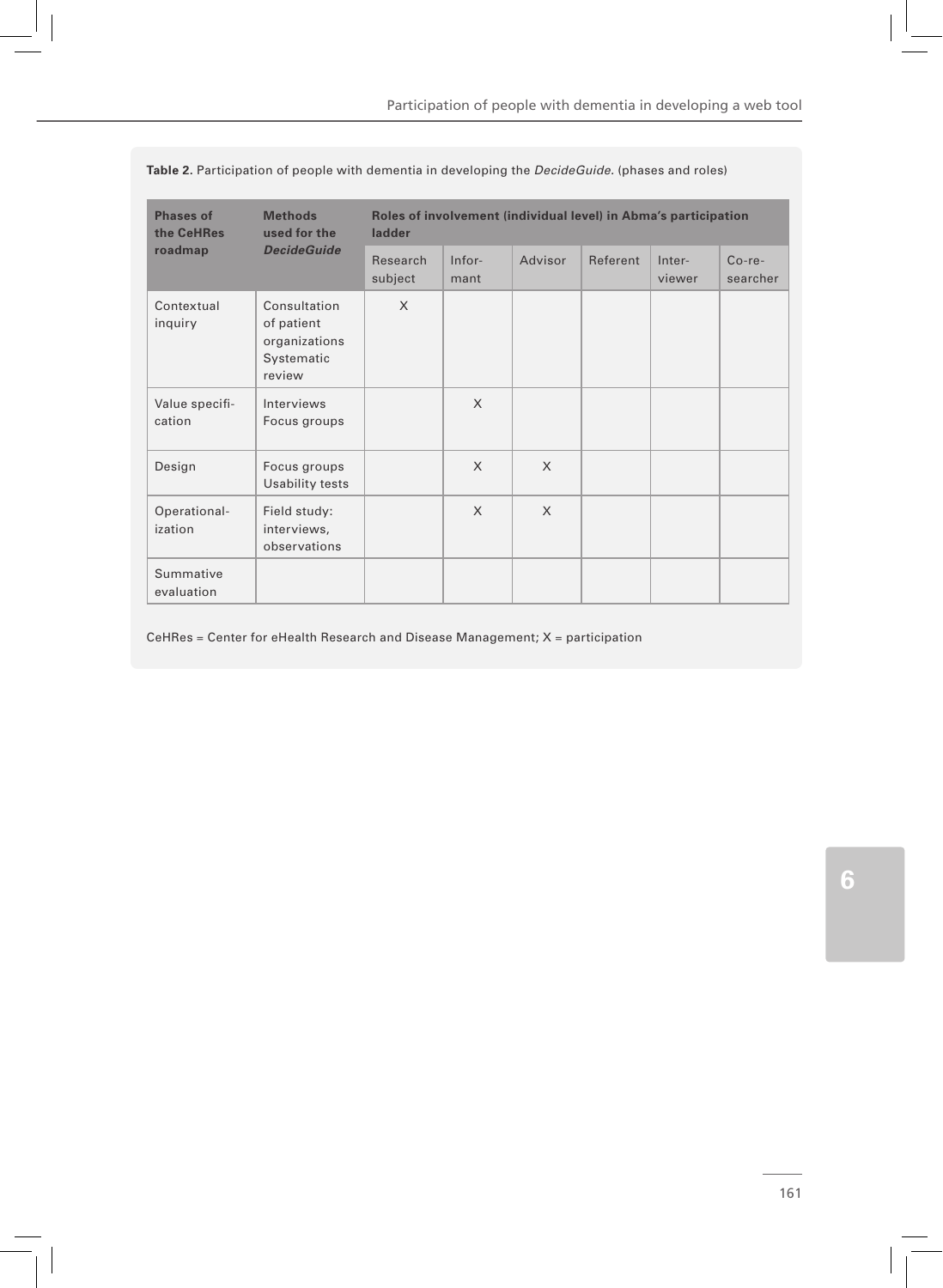**Table 2.** Participation of people with dementia in developing the *DecideGuide*. (phases and roles)

| Phases of the CeHRes roadmap | Methods used for the *DecideGuide* | Roles of involvement (individual level) in Abma's participation ladder | | | | | |
|---|---|---|---|---|---|---|---|
| | | Research subject | Informant | Advisor | Referent | Interviewer | Co-researcher |
| Contextual inquiry | Consultation of patient organizations<br>Systematic review | X | | | | | |
| Value specification | Interviews<br>Focus groups | | X | | | | |
| Design | Focus groups<br>Usability tests | | X | X | | | |
| Operationalization | Field study: interviews, observations | | X | X | | | |
| Summative evaluation | | | | | | | |

CeHRes = Center for eHealth Research and Disease Management; X = participation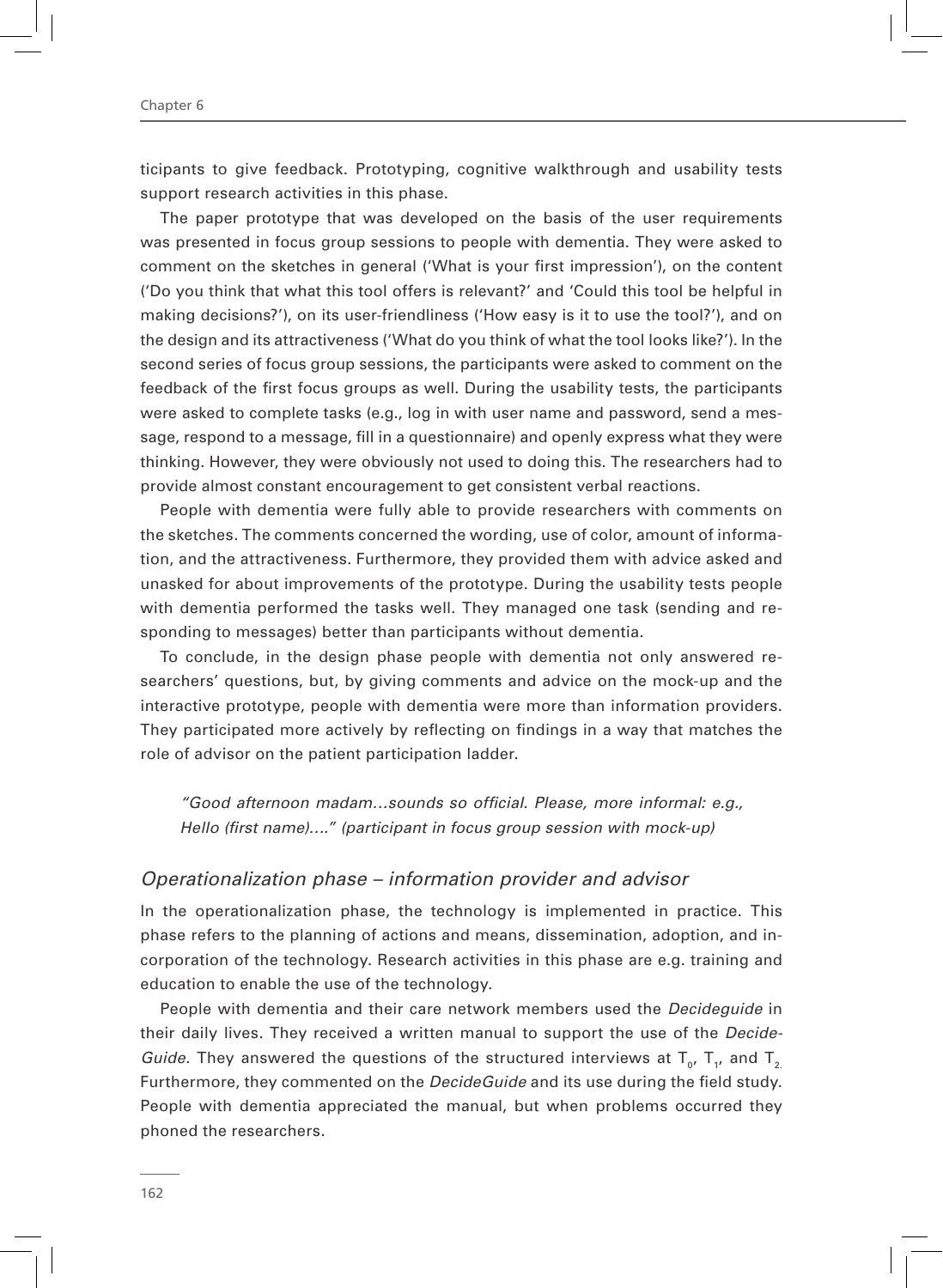ticipants to give feedback. Prototyping, cognitive walkthrough and usability tests support research activities in this phase.

The paper prototype that was developed on the basis of the user requirements was presented in focus group sessions to people with dementia. They were asked to comment on the sketches in general ('What is your first impression'), on the content ('Do you think that what this tool offers is relevant?' and 'Could this tool be helpful in making decisions?'), on its user-friendliness ('How easy is it to use the tool?'), and on the design and its attractiveness ('What do you think of what the tool looks like?'). In the second series of focus group sessions, the participants were asked to comment on the feedback of the first focus groups as well. During the usability tests, the participants were asked to complete tasks (e.g., log in with user name and password, send a message, respond to a message, fill in a questionnaire) and openly express what they were thinking. However, they were obviously not used to doing this. The researchers had to provide almost constant encouragement to get consistent verbal reactions.

People with dementia were fully able to provide researchers with comments on the sketches. The comments concerned the wording, use of color, amount of information, and the attractiveness. Furthermore, they provided them with advice asked and unasked for about improvements of the prototype. During the usability tests people with dementia performed the tasks well. They managed one task (sending and responding to messages) better than participants without dementia.

To conclude, in the design phase people with dementia not only answered researchers' questions, but, by giving comments and advice on the mock-up and the interactive prototype, people with dementia were more than information providers. They participated more actively by reflecting on findings in a way that matches the role of advisor on the patient participation ladder.

> *"Good afternoon madam…sounds so official. Please, more informal: e.g., Hello (first name)…." (participant in focus group session with mock-up)*

### *Operationalization phase – information provider and advisor*

In the operationalization phase, the technology is implemented in practice. This phase refers to the planning of actions and means, dissemination, adoption, and incorporation of the technology. Research activities in this phase are e.g. training and education to enable the use of the technology.

People with dementia and their care network members used the *Decideguide* in their daily lives. They received a written manual to support the use of the *DecideGuide*. They answered the questions of the structured interviews at $T_0$, $T_1$, and $T_2$. Furthermore, they commented on the *DecideGuide* and its use during the field study. People with dementia appreciated the manual, but when problems occurred they phoned the researchers.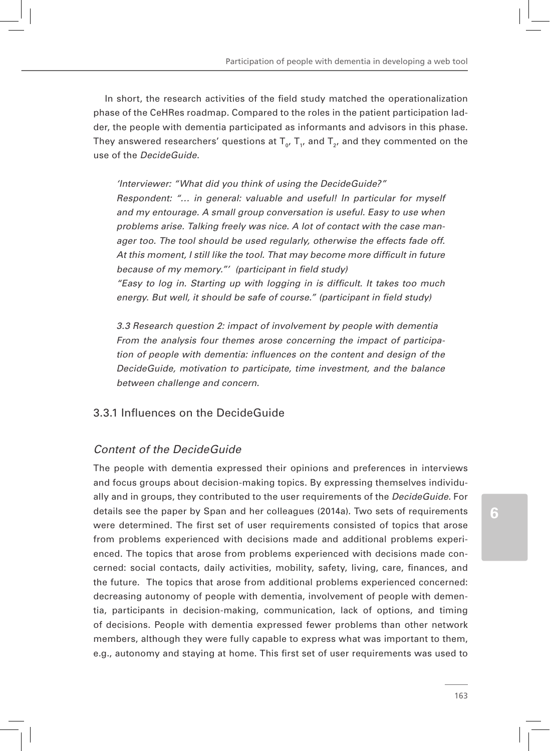In short, the research activities of the field study matched the operationalization phase of the CeHRes roadmap. Compared to the roles in the patient participation ladder, the people with dementia participated as informants and advisors in this phase. They answered researchers' questions at $T_0$, $T_1$, and $T_2$, and they commented on the use of the *DecideGuide*.

> *'Interviewer: "What did you think of using the DecideGuide?"*
> *Respondent: "... in general: valuable and useful! In particular for myself and my entourage. A small group conversation is useful. Easy to use when problems arise. Talking freely was nice. A lot of contact with the case manager too. The tool should be used regularly, otherwise the effects fade off. At this moment, I still like the tool. That may become more difficult in future because of my memory."' (participant in field study)*
> *"Easy to log in. Starting up with logging in is difficult. It takes too much energy. But well, it should be safe of course." (participant in field study)*

*3.3 Research question 2: impact of involvement by people with dementia*
*From the analysis four themes arose concerning the impact of participation of people with dementia: influences on the content and design of the DecideGuide, motivation to participate, time investment, and the balance between challenge and concern.*

### 3.3.1 Influences on the DecideGuide

#### *Content of the DecideGuide*

The people with dementia expressed their opinions and preferences in interviews and focus groups about decision-making topics. By expressing themselves individually and in groups, they contributed to the user requirements of the *DecideGuide.* For details see the paper by Span and her colleagues (2014a). Two sets of requirements were determined. The first set of user requirements consisted of topics that arose from problems experienced with decisions made and additional problems experienced. The topics that arose from problems experienced with decisions made concerned: social contacts, daily activities, mobility, safety, living, care, finances, and the future. The topics that arose from additional problems experienced concerned: decreasing autonomy of people with dementia, involvement of people with dementia, participants in decision-making, communication, lack of options, and timing of decisions. People with dementia expressed fewer problems than other network members, although they were fully capable to express what was important to them, e.g., autonomy and staying at home. This first set of user requirements was used to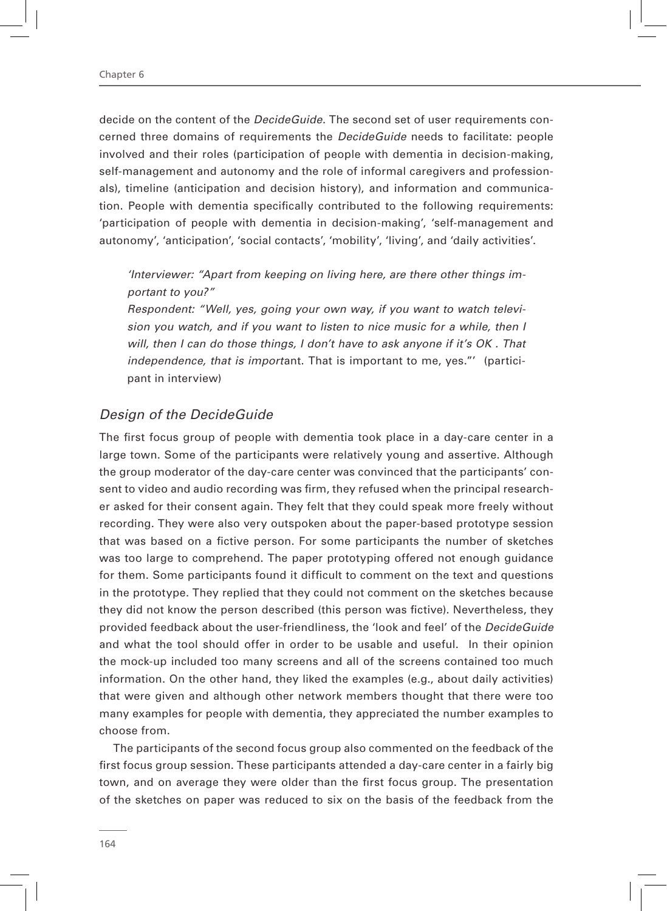decide on the content of the *DecideGuide*. The second set of user requirements concerned three domains of requirements the *DecideGuide* needs to facilitate: people involved and their roles (participation of people with dementia in decision-making, self-management and autonomy and the role of informal caregivers and professionals), timeline (anticipation and decision history), and information and communication. People with dementia specifically contributed to the following requirements: 'participation of people with dementia in decision-making', 'self-management and autonomy', 'anticipation', 'social contacts', 'mobility', 'living', and 'daily activities'.

> *'Interviewer: "Apart from keeping on living here, are there other things important to you?"*
> *Respondent: "Well, yes, going your own way, if you want to watch television you watch, and if you want to listen to nice music for a while, then I will, then I can do those things, I don't have to ask anyone if it's OK . That independence, that is import*ant. That is important to me, yes."' (participant in interview)

## *Design of the DecideGuide*

The first focus group of people with dementia took place in a day-care center in a large town. Some of the participants were relatively young and assertive. Although the group moderator of the day-care center was convinced that the participants' consent to video and audio recording was firm, they refused when the principal researcher asked for their consent again. They felt that they could speak more freely without recording. They were also very outspoken about the paper-based prototype session that was based on a fictive person. For some participants the number of sketches was too large to comprehend. The paper prototyping offered not enough guidance for them. Some participants found it difficult to comment on the text and questions in the prototype. They replied that they could not comment on the sketches because they did not know the person described (this person was fictive). Nevertheless, they provided feedback about the user-friendliness, the 'look and feel' of the *DecideGuide* and what the tool should offer in order to be usable and useful. In their opinion the mock-up included too many screens and all of the screens contained too much information. On the other hand, they liked the examples (e.g., about daily activities) that were given and although other network members thought that there were too many examples for people with dementia, they appreciated the number examples to choose from.

The participants of the second focus group also commented on the feedback of the first focus group session. These participants attended a day-care center in a fairly big town, and on average they were older than the first focus group. The presentation of the sketches on paper was reduced to six on the basis of the feedback from the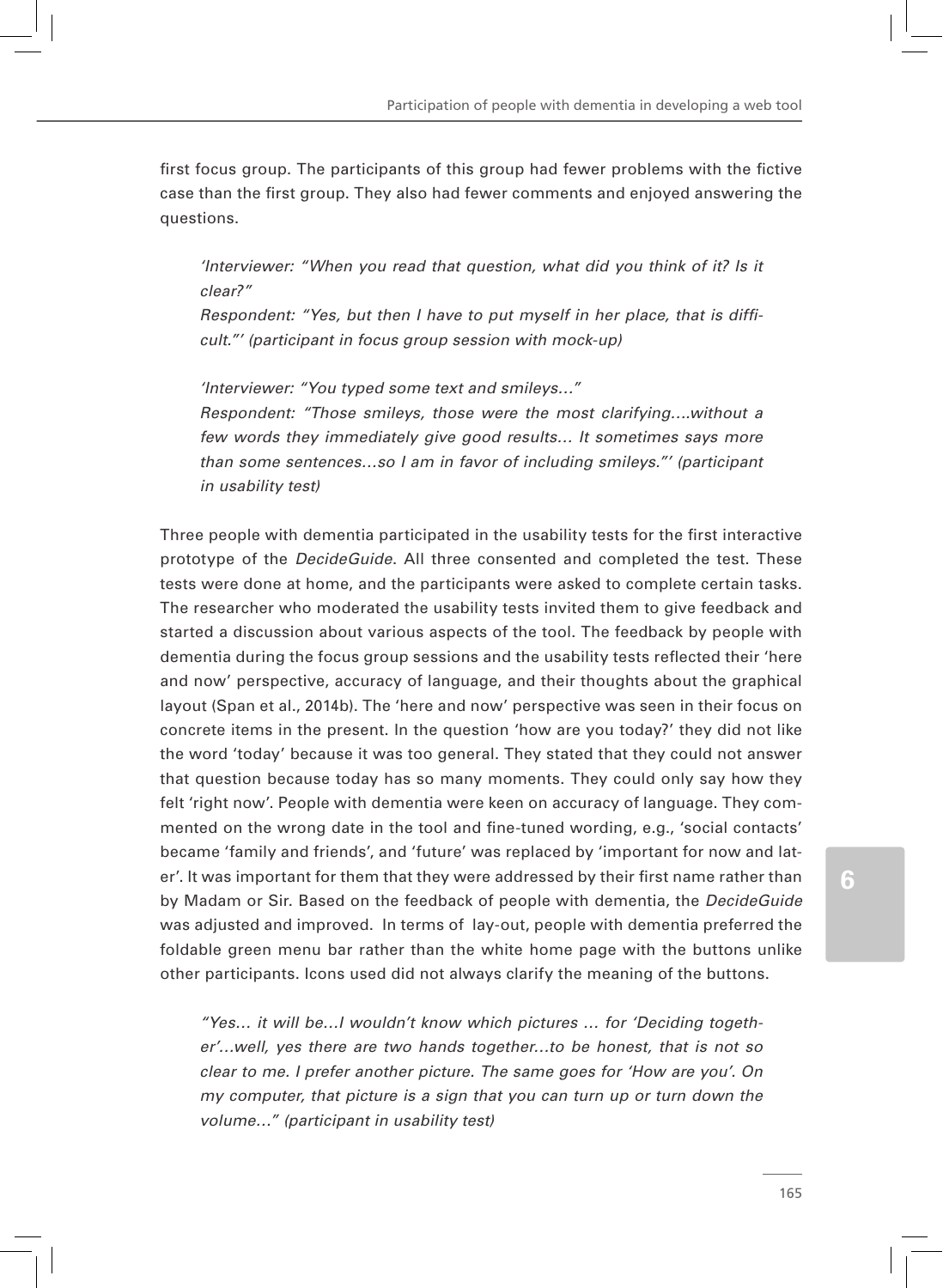first focus group. The participants of this group had fewer problems with the fictive case than the first group. They also had fewer comments and enjoyed answering the questions.

> *'Interviewer: "When you read that question, what did you think of it? Is it clear?"*
> *Respondent: "Yes, but then I have to put myself in her place, that is difficult."' (participant in focus group session with mock-up)*

> *'Interviewer: "You typed some text and smileys…"*
> *Respondent: "Those smileys, those were the most clarifying….without a few words they immediately give good results… It sometimes says more than some sentences…so I am in favor of including smileys."' (participant in usability test)*

Three people with dementia participated in the usability tests for the first interactive prototype of the *DecideGuide*. All three consented and completed the test. These tests were done at home, and the participants were asked to complete certain tasks. The researcher who moderated the usability tests invited them to give feedback and started a discussion about various aspects of the tool. The feedback by people with dementia during the focus group sessions and the usability tests reflected their 'here and now' perspective, accuracy of language, and their thoughts about the graphical layout (Span et al., 2014b). The 'here and now' perspective was seen in their focus on concrete items in the present. In the question 'how are you today?' they did not like the word 'today' because it was too general. They stated that they could not answer that question because today has so many moments. They could only say how they felt 'right now'. People with dementia were keen on accuracy of language. They commented on the wrong date in the tool and fine-tuned wording, e.g., 'social contacts' became 'family and friends', and 'future' was replaced by 'important for now and later'. It was important for them that they were addressed by their first name rather than by Madam or Sir. Based on the feedback of people with dementia, the *DecideGuide* was adjusted and improved. In terms of lay-out, people with dementia preferred the foldable green menu bar rather than the white home page with the buttons unlike other participants. Icons used did not always clarify the meaning of the buttons.

> *"Yes… it will be…I wouldn't know which pictures … for 'Deciding together'…well, yes there are two hands together…to be honest, that is not so clear to me. I prefer another picture. The same goes for 'How are you'. On my computer, that picture is a sign that you can turn up or turn down the volume…" (participant in usability test)*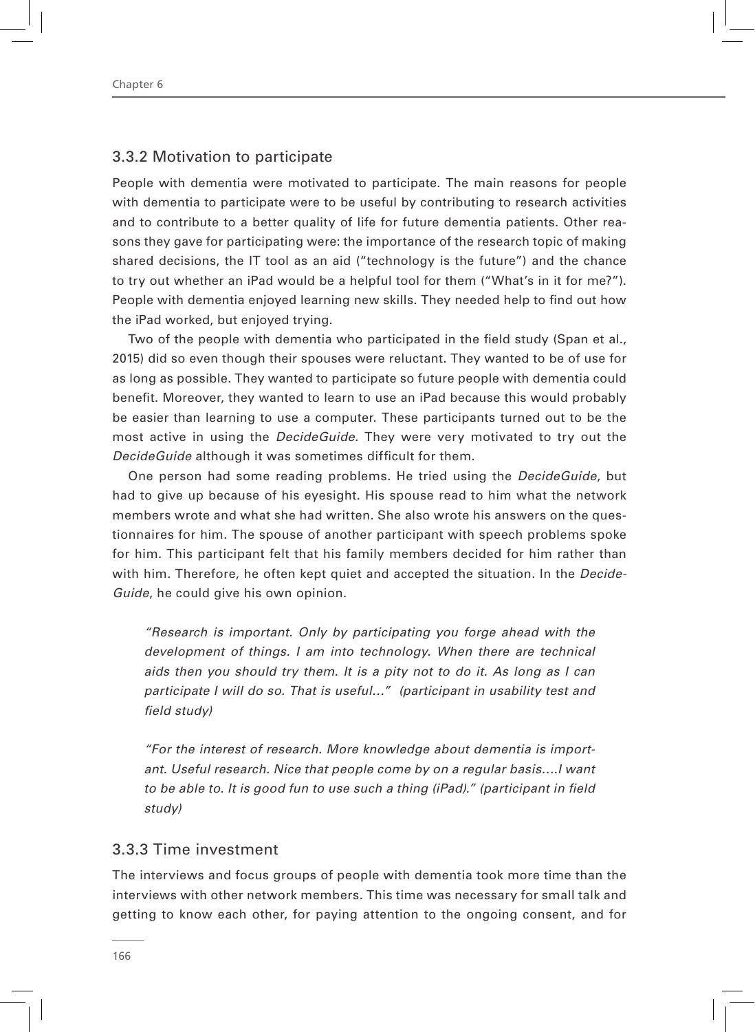### 3.3.2 Motivation to participate

People with dementia were motivated to participate. The main reasons for people with dementia to participate were to be useful by contributing to research activities and to contribute to a better quality of life for future dementia patients. Other reasons they gave for participating were: the importance of the research topic of making shared decisions, the IT tool as an aid ("technology is the future") and the chance to try out whether an iPad would be a helpful tool for them ("What's in it for me?"). People with dementia enjoyed learning new skills. They needed help to find out how the iPad worked, but enjoyed trying.

Two of the people with dementia who participated in the field study (Span et al., 2015) did so even though their spouses were reluctant. They wanted to be of use for as long as possible. They wanted to participate so future people with dementia could benefit. Moreover, they wanted to learn to use an iPad because this would probably be easier than learning to use a computer. These participants turned out to be the most active in using the *DecideGuide*. They were very motivated to try out the *DecideGuide* although it was sometimes difficult for them.

One person had some reading problems. He tried using the *DecideGuide*, but had to give up because of his eyesight. His spouse read to him what the network members wrote and what she had written. She also wrote his answers on the questionnaires for him. The spouse of another participant with speech problems spoke for him. This participant felt that his family members decided for him rather than with him. Therefore, he often kept quiet and accepted the situation. In the *DecideGuide*, he could give his own opinion.

> *"Research is important. Only by participating you forge ahead with the development of things. I am into technology. When there are technical aids then you should try them. It is a pity not to do it. As long as I can participate I will do so. That is useful…" (participant in usability test and field study)*

> *"For the interest of research. More knowledge about dementia is important. Useful research. Nice that people come by on a regular basis….I want to be able to. It is good fun to use such a thing (iPad)." (participant in field study)*

### 3.3.3 Time investment

The interviews and focus groups of people with dementia took more time than the interviews with other network members. This time was necessary for small talk and getting to know each other, for paying attention to the ongoing consent, and for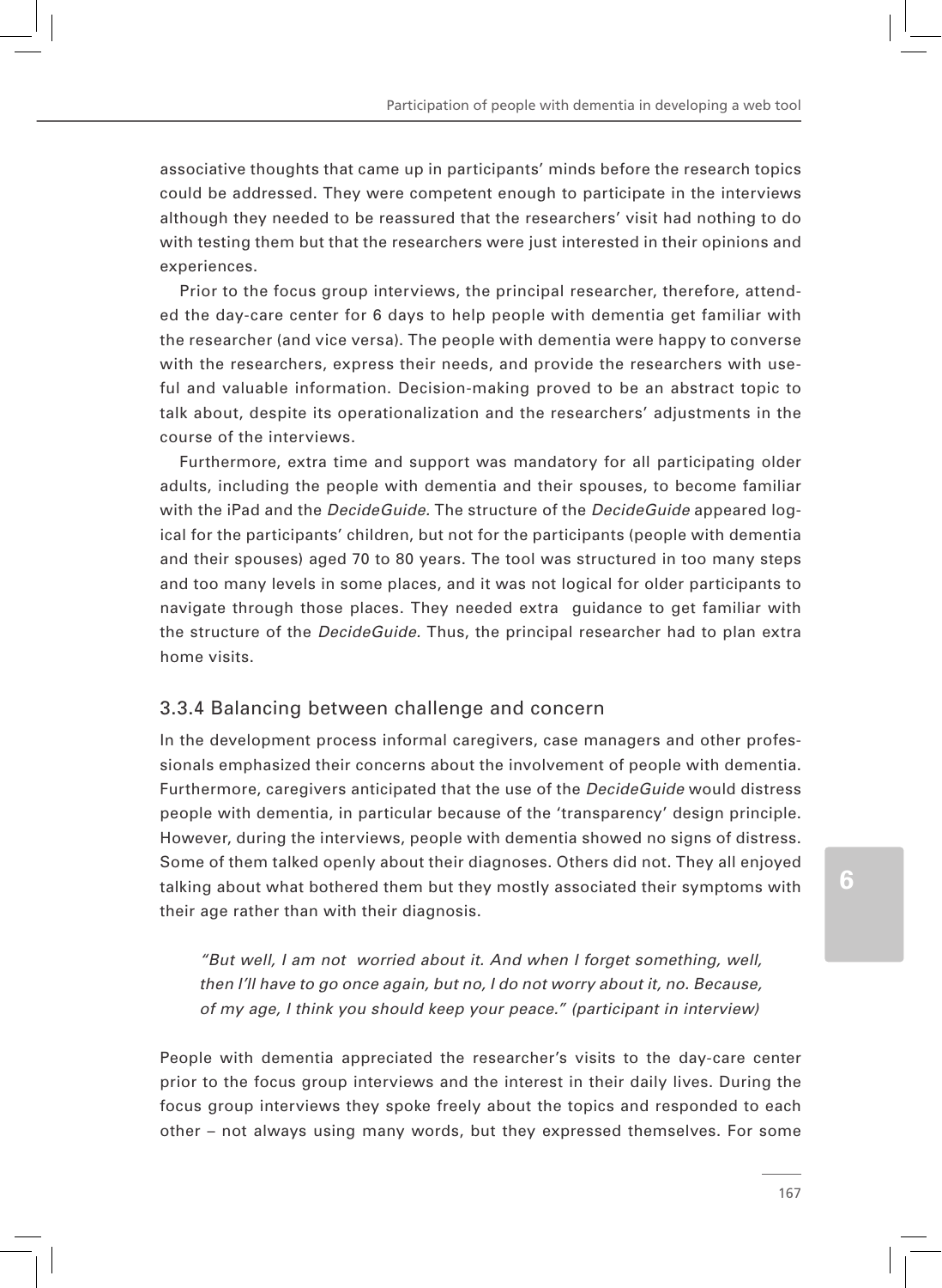associative thoughts that came up in participants' minds before the research topics could be addressed. They were competent enough to participate in the interviews although they needed to be reassured that the researchers' visit had nothing to do with testing them but that the researchers were just interested in their opinions and experiences.

Prior to the focus group interviews, the principal researcher, therefore, attended the day-care center for 6 days to help people with dementia get familiar with the researcher (and vice versa). The people with dementia were happy to converse with the researchers, express their needs, and provide the researchers with useful and valuable information. Decision-making proved to be an abstract topic to talk about, despite its operationalization and the researchers' adjustments in the course of the interviews.

Furthermore, extra time and support was mandatory for all participating older adults, including the people with dementia and their spouses, to become familiar with the iPad and the *DecideGuide*. The structure of the *DecideGuide* appeared logical for the participants' children, but not for the participants (people with dementia and their spouses) aged 70 to 80 years. The tool was structured in too many steps and too many levels in some places, and it was not logical for older participants to navigate through those places. They needed extra guidance to get familiar with the structure of the *DecideGuide*. Thus, the principal researcher had to plan extra home visits.

### 3.3.4 Balancing between challenge and concern

In the development process informal caregivers, case managers and other professionals emphasized their concerns about the involvement of people with dementia. Furthermore, caregivers anticipated that the use of the *DecideGuide* would distress people with dementia, in particular because of the 'transparency' design principle. However, during the interviews, people with dementia showed no signs of distress. Some of them talked openly about their diagnoses. Others did not. They all enjoyed talking about what bothered them but they mostly associated their symptoms with their age rather than with their diagnosis.

> *"But well, I am not worried about it. And when I forget something, well, then I'll have to go once again, but no, I do not worry about it, no. Because, of my age, I think you should keep your peace." (participant in interview)*

People with dementia appreciated the researcher's visits to the day-care center prior to the focus group interviews and the interest in their daily lives. During the focus group interviews they spoke freely about the topics and responded to each other – not always using many words, but they expressed themselves. For some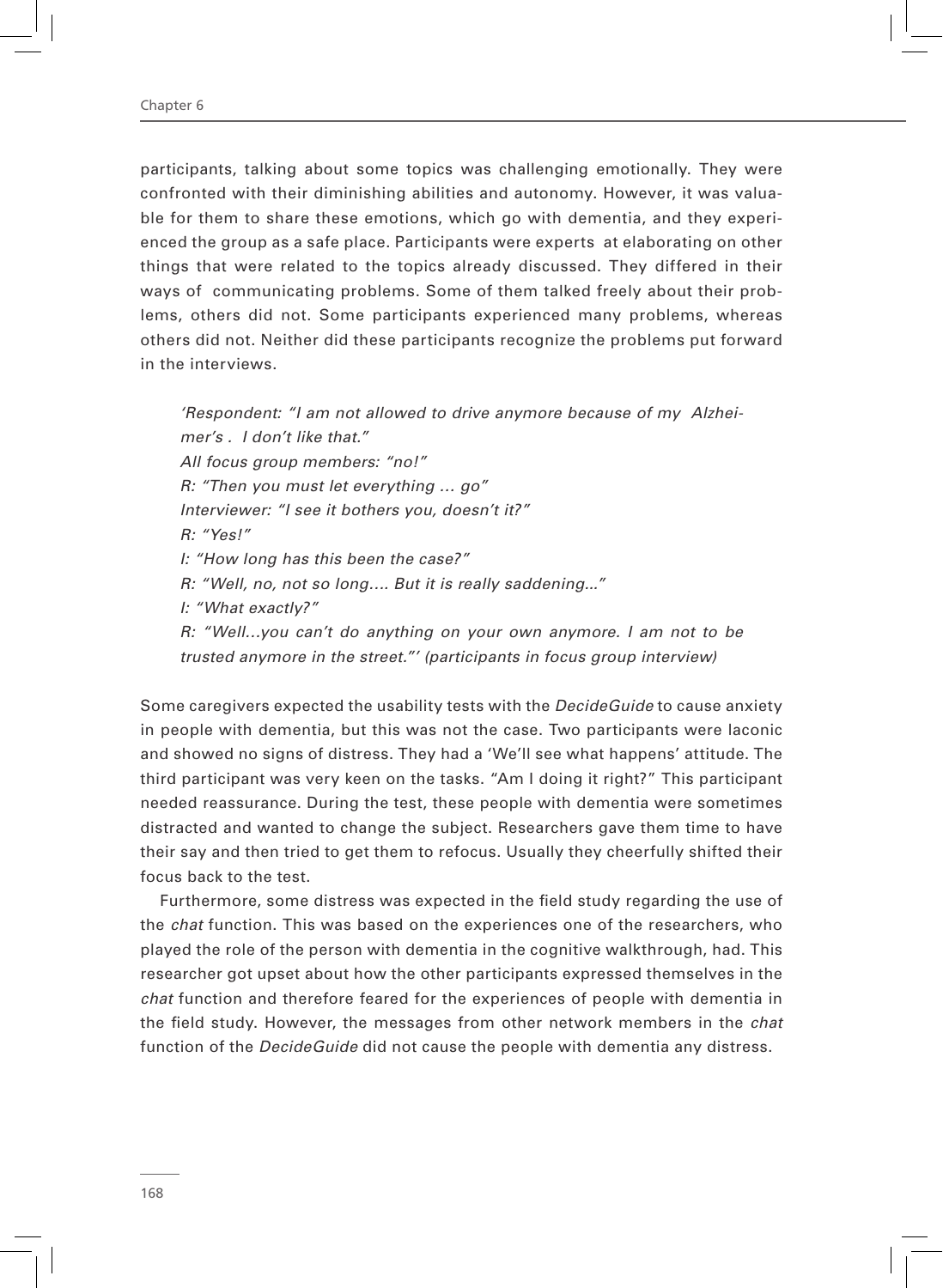participants, talking about some topics was challenging emotionally. They were confronted with their diminishing abilities and autonomy. However, it was valuable for them to share these emotions, which go with dementia, and they experienced the group as a safe place. Participants were experts at elaborating on other things that were related to the topics already discussed. They differed in their ways of communicating problems. Some of them talked freely about their problems, others did not. Some participants experienced many problems, whereas others did not. Neither did these participants recognize the problems put forward in the interviews.

> *'Respondent: "I am not allowed to drive anymore because of my Alzheimer's . I don't like that."*
> *All focus group members: "no!"*
> *R: "Then you must let everything … go"*
> *Interviewer: "I see it bothers you, doesn't it?"*
> *R: "Yes!"*
> *I: "How long has this been the case?"*
> *R: "Well, no, not so long…. But it is really saddening..."*
> *I: "What exactly?"*
> *R: "Well…you can't do anything on your own anymore. I am not to be trusted anymore in the street."' (participants in focus group interview)*

Some caregivers expected the usability tests with the *DecideGuide* to cause anxiety in people with dementia, but this was not the case. Two participants were laconic and showed no signs of distress. They had a 'We'll see what happens' attitude. The third participant was very keen on the tasks. "Am I doing it right?" This participant needed reassurance. During the test, these people with dementia were sometimes distracted and wanted to change the subject. Researchers gave them time to have their say and then tried to get them to refocus. Usually they cheerfully shifted their focus back to the test.

Furthermore, some distress was expected in the field study regarding the use of the *chat* function. This was based on the experiences one of the researchers, who played the role of the person with dementia in the cognitive walkthrough, had. This researcher got upset about how the other participants expressed themselves in the *chat* function and therefore feared for the experiences of people with dementia in the field study. However, the messages from other network members in the *chat* function of the *DecideGuide* did not cause the people with dementia any distress.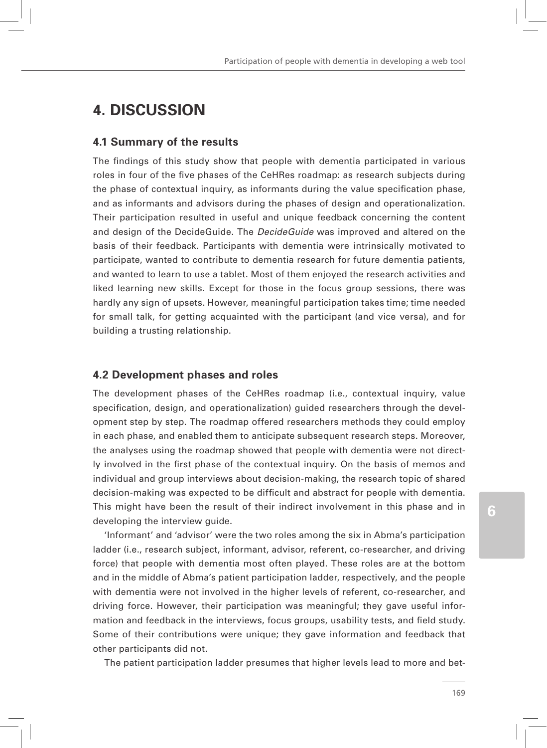# 4. DISCUSSION

## 4.1 Summary of the results

The findings of this study show that people with dementia participated in various roles in four of the five phases of the CeHRes roadmap: as research subjects during the phase of contextual inquiry, as informants during the value specification phase, and as informants and advisors during the phases of design and operationalization. Their participation resulted in useful and unique feedback concerning the content and design of the DecideGuide. The *DecideGuide* was improved and altered on the basis of their feedback. Participants with dementia were intrinsically motivated to participate, wanted to contribute to dementia research for future dementia patients, and wanted to learn to use a tablet. Most of them enjoyed the research activities and liked learning new skills. Except for those in the focus group sessions, there was hardly any sign of upsets. However, meaningful participation takes time; time needed for small talk, for getting acquainted with the participant (and vice versa), and for building a trusting relationship.

## 4.2 Development phases and roles

The development phases of the CeHRes roadmap (i.e., contextual inquiry, value specification, design, and operationalization) guided researchers through the development step by step. The roadmap offered researchers methods they could employ in each phase, and enabled them to anticipate subsequent research steps. Moreover, the analyses using the roadmap showed that people with dementia were not directly involved in the first phase of the contextual inquiry. On the basis of memos and individual and group interviews about decision-making, the research topic of shared decision-making was expected to be difficult and abstract for people with dementia. This might have been the result of their indirect involvement in this phase and in developing the interview guide.

'Informant' and 'advisor' were the two roles among the six in Abma's participation ladder (i.e., research subject, informant, advisor, referent, co-researcher, and driving force) that people with dementia most often played. These roles are at the bottom and in the middle of Abma's patient participation ladder, respectively, and the people with dementia were not involved in the higher levels of referent, co-researcher, and driving force. However, their participation was meaningful; they gave useful information and feedback in the interviews, focus groups, usability tests, and field study. Some of their contributions were unique; they gave information and feedback that other participants did not.

The patient participation ladder presumes that higher levels lead to more and bet-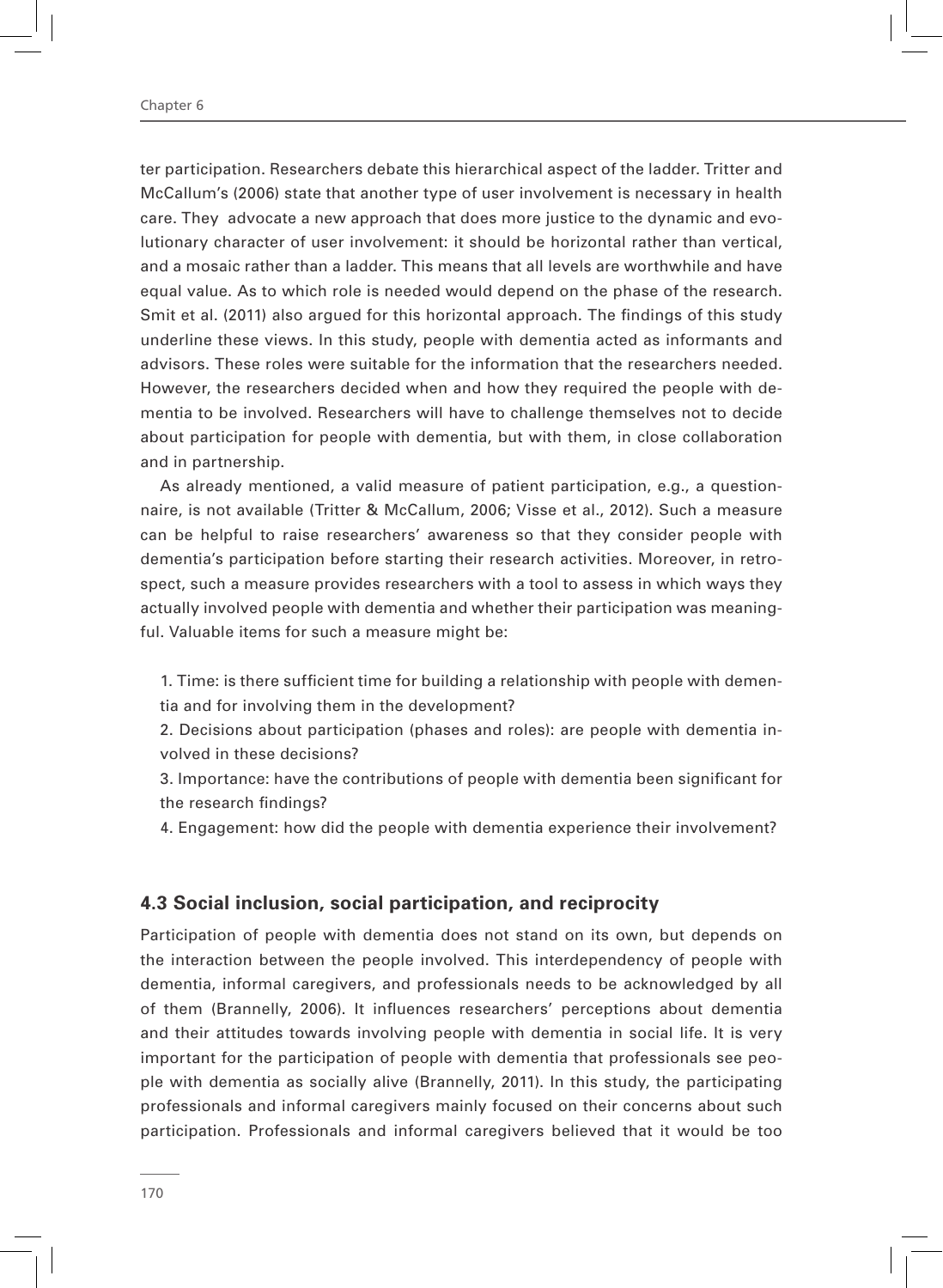ter participation. Researchers debate this hierarchical aspect of the ladder. Tritter and McCallum's (2006) state that another type of user involvement is necessary in health care. They advocate a new approach that does more justice to the dynamic and evolutionary character of user involvement: it should be horizontal rather than vertical, and a mosaic rather than a ladder. This means that all levels are worthwhile and have equal value. As to which role is needed would depend on the phase of the research. Smit et al. (2011) also argued for this horizontal approach. The findings of this study underline these views. In this study, people with dementia acted as informants and advisors. These roles were suitable for the information that the researchers needed. However, the researchers decided when and how they required the people with dementia to be involved. Researchers will have to challenge themselves not to decide about participation for people with dementia, but with them, in close collaboration and in partnership.

As already mentioned, a valid measure of patient participation, e.g., a questionnaire, is not available (Tritter & McCallum, 2006; Visse et al., 2012). Such a measure can be helpful to raise researchers' awareness so that they consider people with dementia's participation before starting their research activities. Moreover, in retrospect, such a measure provides researchers with a tool to assess in which ways they actually involved people with dementia and whether their participation was meaningful. Valuable items for such a measure might be:

1. Time: is there sufficient time for building a relationship with people with dementia and for involving them in the development?
2. Decisions about participation (phases and roles): are people with dementia involved in these decisions?
3. Importance: have the contributions of people with dementia been significant for the research findings?
4. Engagement: how did the people with dementia experience their involvement?

### 4.3 Social inclusion, social participation, and reciprocity

Participation of people with dementia does not stand on its own, but depends on the interaction between the people involved. This interdependency of people with dementia, informal caregivers, and professionals needs to be acknowledged by all of them (Brannelly, 2006). It influences researchers' perceptions about dementia and their attitudes towards involving people with dementia in social life. It is very important for the participation of people with dementia that professionals see people with dementia as socially alive (Brannelly, 2011). In this study, the participating professionals and informal caregivers mainly focused on their concerns about such participation. Professionals and informal caregivers believed that it would be too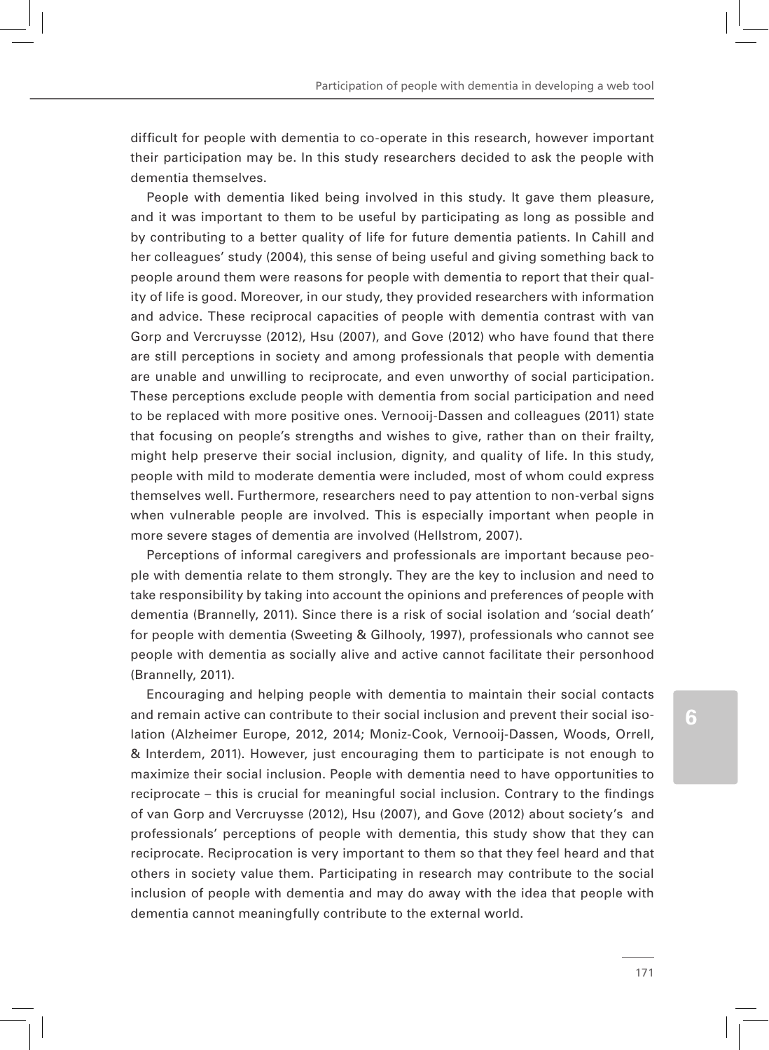difficult for people with dementia to co-operate in this research, however important their participation may be. In this study researchers decided to ask the people with dementia themselves.

People with dementia liked being involved in this study. It gave them pleasure, and it was important to them to be useful by participating as long as possible and by contributing to a better quality of life for future dementia patients. In Cahill and her colleagues' study (2004), this sense of being useful and giving something back to people around them were reasons for people with dementia to report that their quality of life is good. Moreover, in our study, they provided researchers with information and advice. These reciprocal capacities of people with dementia contrast with van Gorp and Vercruysse (2012), Hsu (2007), and Gove (2012) who have found that there are still perceptions in society and among professionals that people with dementia are unable and unwilling to reciprocate, and even unworthy of social participation. These perceptions exclude people with dementia from social participation and need to be replaced with more positive ones. Vernooij-Dassen and colleagues (2011) state that focusing on people's strengths and wishes to give, rather than on their frailty, might help preserve their social inclusion, dignity, and quality of life. In this study, people with mild to moderate dementia were included, most of whom could express themselves well. Furthermore, researchers need to pay attention to non-verbal signs when vulnerable people are involved. This is especially important when people in more severe stages of dementia are involved (Hellstrom, 2007).

Perceptions of informal caregivers and professionals are important because people with dementia relate to them strongly. They are the key to inclusion and need to take responsibility by taking into account the opinions and preferences of people with dementia (Brannelly, 2011). Since there is a risk of social isolation and 'social death' for people with dementia (Sweeting & Gilhooly, 1997), professionals who cannot see people with dementia as socially alive and active cannot facilitate their personhood (Brannelly, 2011).

Encouraging and helping people with dementia to maintain their social contacts and remain active can contribute to their social inclusion and prevent their social isolation (Alzheimer Europe, 2012, 2014; Moniz-Cook, Vernooij-Dassen, Woods, Orrell, & Interdem, 2011). However, just encouraging them to participate is not enough to maximize their social inclusion. People with dementia need to have opportunities to reciprocate – this is crucial for meaningful social inclusion. Contrary to the findings of van Gorp and Vercruysse (2012), Hsu (2007), and Gove (2012) about society's and professionals' perceptions of people with dementia, this study show that they can reciprocate. Reciprocation is very important to them so that they feel heard and that others in society value them. Participating in research may contribute to the social inclusion of people with dementia and may do away with the idea that people with dementia cannot meaningfully contribute to the external world.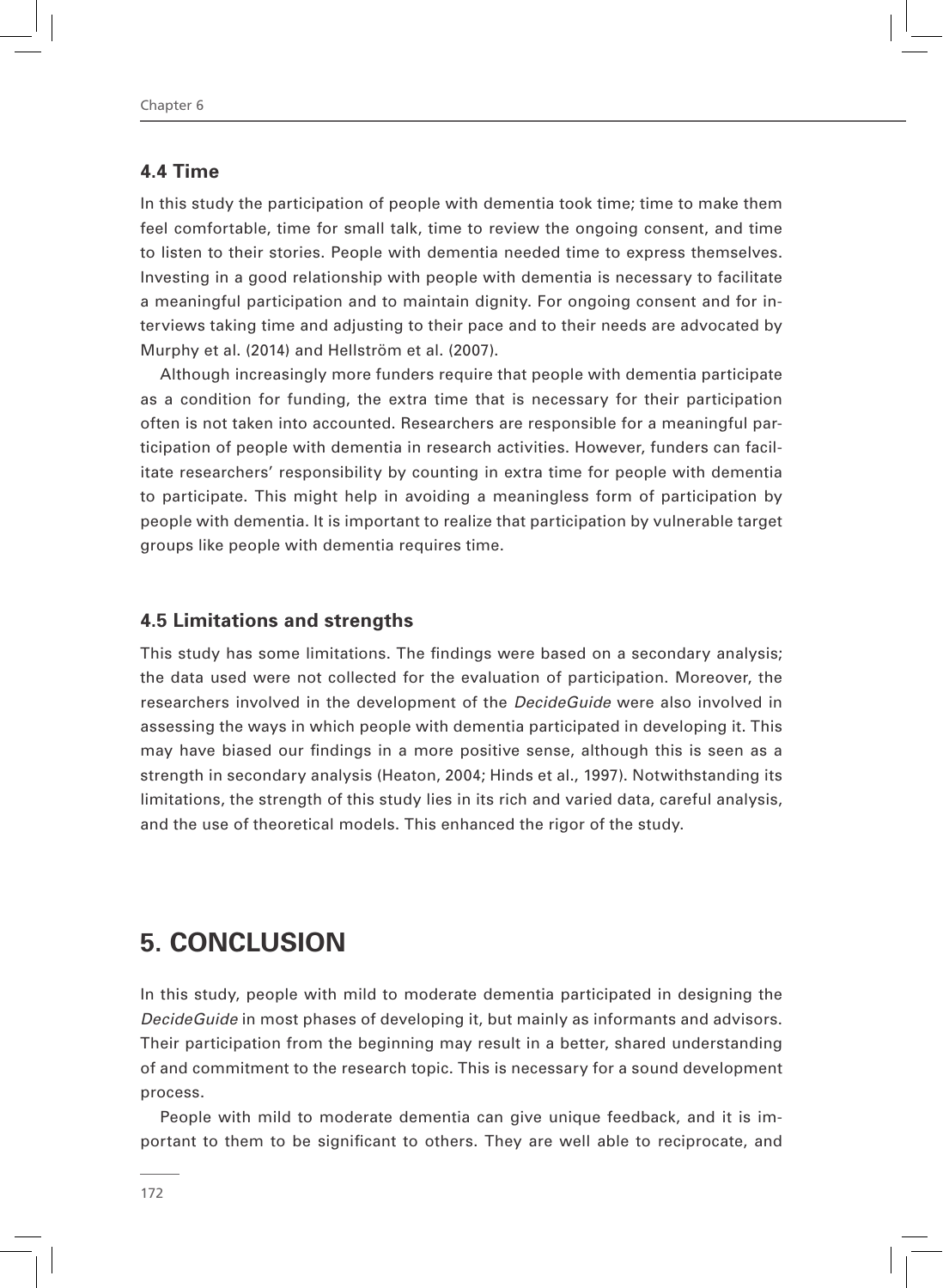### 4.4 Time

In this study the participation of people with dementia took time; time to make them feel comfortable, time for small talk, time to review the ongoing consent, and time to listen to their stories. People with dementia needed time to express themselves. Investing in a good relationship with people with dementia is necessary to facilitate a meaningful participation and to maintain dignity. For ongoing consent and for interviews taking time and adjusting to their pace and to their needs are advocated by Murphy et al. (2014) and Hellström et al. (2007).

Although increasingly more funders require that people with dementia participate as a condition for funding, the extra time that is necessary for their participation often is not taken into accounted. Researchers are responsible for a meaningful participation of people with dementia in research activities. However, funders can facilitate researchers' responsibility by counting in extra time for people with dementia to participate. This might help in avoiding a meaningless form of participation by people with dementia. It is important to realize that participation by vulnerable target groups like people with dementia requires time.

### 4.5 Limitations and strengths

This study has some limitations. The findings were based on a secondary analysis; the data used were not collected for the evaluation of participation. Moreover, the researchers involved in the development of the *DecideGuide* were also involved in assessing the ways in which people with dementia participated in developing it. This may have biased our findings in a more positive sense, although this is seen as a strength in secondary analysis (Heaton, 2004; Hinds et al., 1997). Notwithstanding its limitations, the strength of this study lies in its rich and varied data, careful analysis, and the use of theoretical models. This enhanced the rigor of the study.

## 5. CONCLUSION

In this study, people with mild to moderate dementia participated in designing the *DecideGuide* in most phases of developing it, but mainly as informants and advisors. Their participation from the beginning may result in a better, shared understanding of and commitment to the research topic. This is necessary for a sound development process.

People with mild to moderate dementia can give unique feedback, and it is important to them to be significant to others. They are well able to reciprocate, and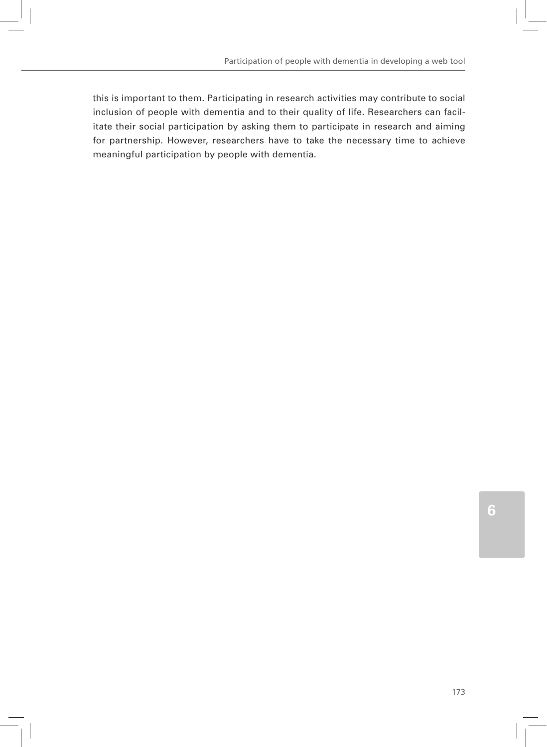this is important to them. Participating in research activities may contribute to social inclusion of people with dementia and to their quality of life. Researchers can facilitate their social participation by asking them to participate in research and aiming for partnership. However, researchers have to take the necessary time to achieve meaningful participation by people with dementia.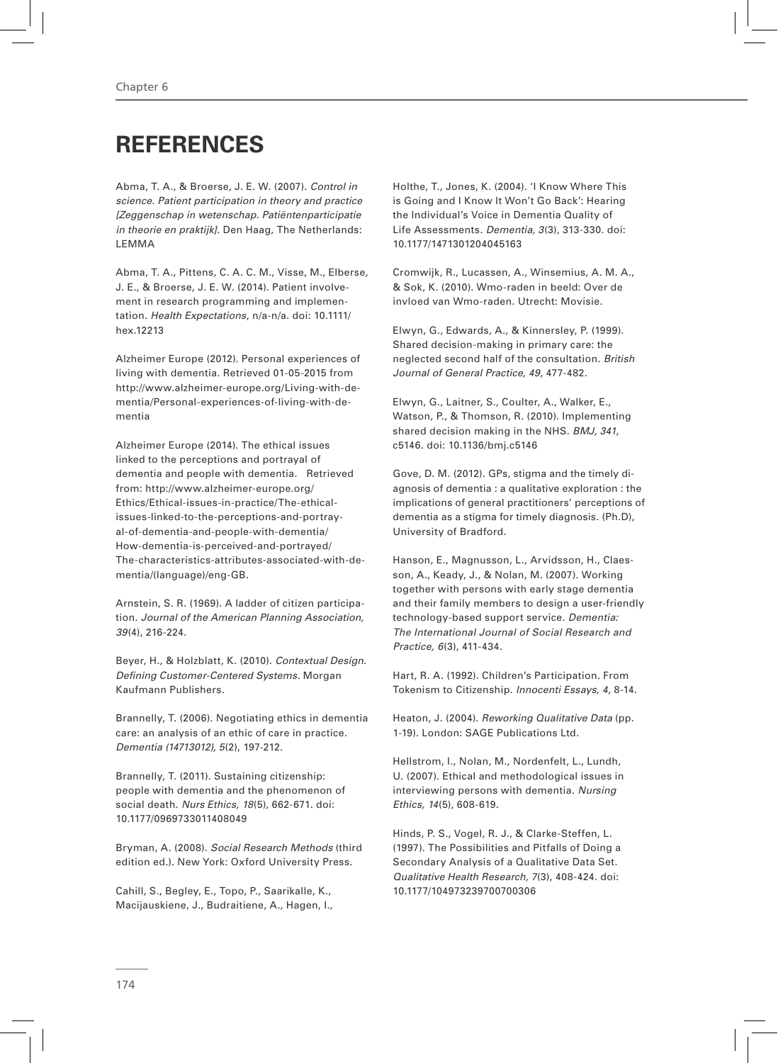# REFERENCES

Abma, T. A., & Broerse, J. E. W. (2007). *Control in science. Patient participation in theory and practice [Zeggenschap in wetenschap. Patiëntenparticipatie in theorie en praktijk]*. Den Haag, The Netherlands: LEMMA

Abma, T. A., Pittens, C. A. C. M., Visse, M., Elberse, J. E., & Broerse, J. E. W. (2014). Patient involvement in research programming and implementation. *Health Expectations*, n/a-n/a. doi: 10.1111/hex.12213

Alzheimer Europe (2012). Personal experiences of living with dementia. Retrieved 01-05-2015 from http://www.alzheimer-europe.org/Living-with-dementia/Personal-experiences-of-living-with-dementia

Alzheimer Europe (2014). The ethical issues linked to the perceptions and portrayal of dementia and people with dementia. Retrieved from: http://www.alzheimer-europe.org/Ethics/Ethical-issues-in-practice/The-ethical-issues-linked-to-the-perceptions-and-portrayal-of-dementia-and-people-with-dementia/How-dementia-is-perceived-and-portrayed/The-characteristics-attributes-associated-with-dementia/(language)/eng-GB.

Arnstein, S. R. (1969). A ladder of citizen participation. *Journal of the American Planning Association, 39*(4), 216-224.

Beyer, H., & Holzblatt, K. (2010). *Contextual Design. Defining Customer-Centered Systems.* Morgan Kaufmann Publishers.

Brannelly, T. (2006). Negotiating ethics in dementia care: an analysis of an ethic of care in practice. *Dementia (14713012), 5*(2), 197-212.

Brannelly, T. (2011). Sustaining citizenship: people with dementia and the phenomenon of social death. *Nurs Ethics, 18*(5), 662-671. doi: 10.1177/0969733011408049

Bryman, A. (2008). *Social Research Methods* (third edition ed.). New York: Oxford University Press.

Cahill, S., Begley, E., Topo, P., Saarikalle, K., Macijauskiene, J., Budraitiene, A., Hagen, I., Holthe, T., Jones, K. (2004). 'I Know Where This is Going and I Know It Won't Go Back': Hearing the Individual's Voice in Dementia Quality of Life Assessments. *Dementia, 3*(3), 313-330. doi: 10.1177/1471301204045163

Cromwijk, R., Lucassen, A., Winsemius, A. M. A., & Sok, K. (2010). Wmo-raden in beeld: Over de invloed van Wmo-raden. Utrecht: Movisie.

Elwyn, G., Edwards, A., & Kinnersley, P. (1999). Shared decision-making in primary care: the neglected second half of the consultation. *British Journal of General Practice, 49*, 477-482.

Elwyn, G., Laitner, S., Coulter, A., Walker, E., Watson, P., & Thomson, R. (2010). Implementing shared decision making in the NHS. *BMJ, 341*, c5146. doi: 10.1136/bmj.c5146

Gove, D. M. (2012). GPs, stigma and the timely diagnosis of dementia : a qualitative exploration : the implications of general practitioners' perceptions of dementia as a stigma for timely diagnosis. (Ph.D), University of Bradford.

Hanson, E., Magnusson, L., Arvidsson, H., Claesson, A., Keady, J., & Nolan, M. (2007). Working together with persons with early stage dementia and their family members to design a user-friendly technology-based support service. *Dementia: The International Journal of Social Research and Practice, 6*(3), 411-434.

Hart, R. A. (1992). Children's Participation. From Tokenism to Citizenship. *Innocenti Essays, 4*, 8-14.

Heaton, J. (2004). *Reworking Qualitative Data* (pp. 1-19). London: SAGE Publications Ltd.

Hellstrom, I., Nolan, M., Nordenfelt, L., Lundh, U. (2007). Ethical and methodological issues in interviewing persons with dementia. *Nursing Ethics, 14*(5), 608-619.

Hinds, P. S., Vogel, R. J., & Clarke-Steffen, L. (1997). The Possibilities and Pitfalls of Doing a Secondary Analysis of a Qualitative Data Set. *Qualitative Health Research, 7*(3), 408-424. doi: 10.1177/104973239700700306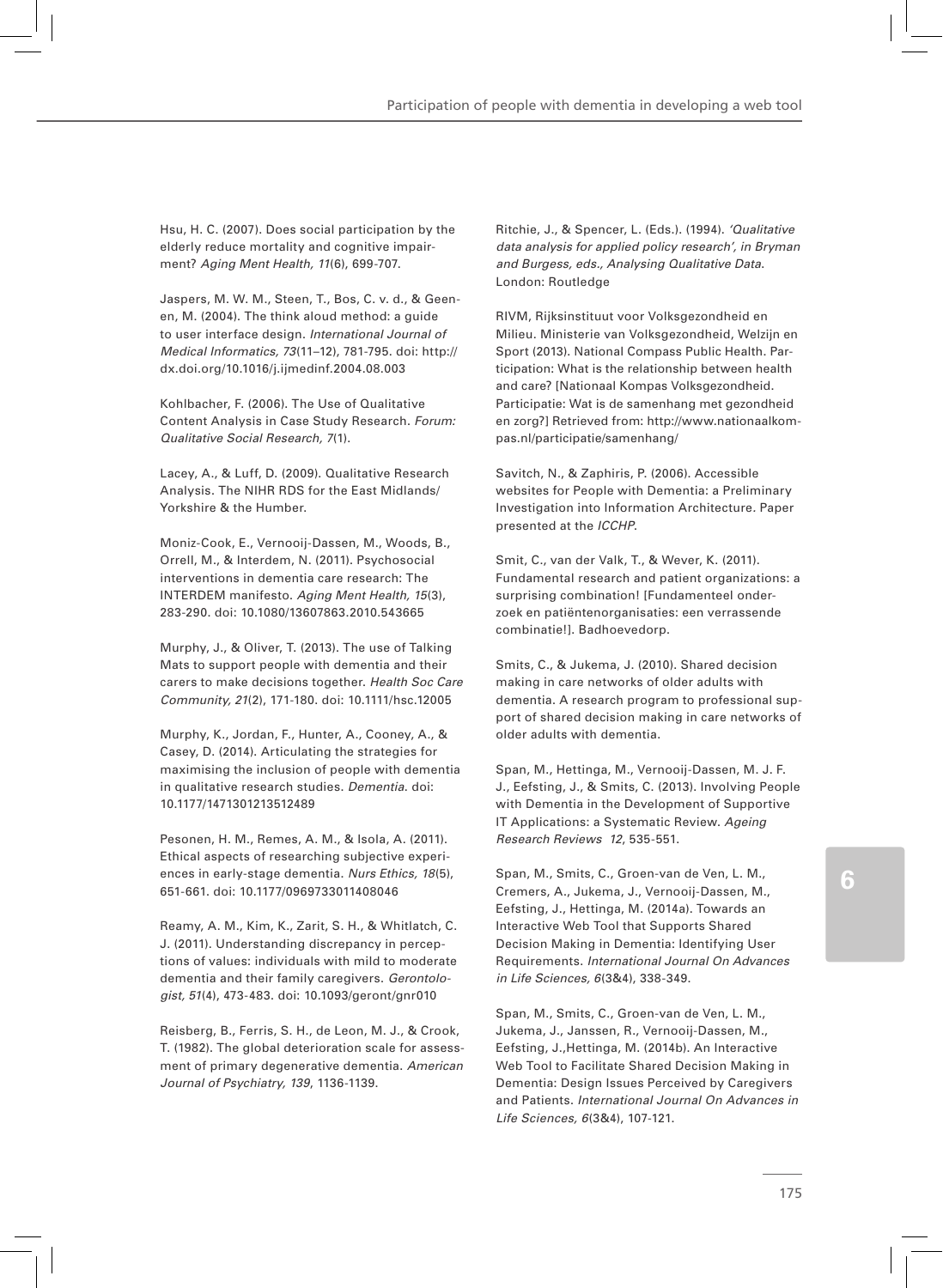Hsu, H. C. (2007). Does social participation by the elderly reduce mortality and cognitive impairment? *Aging Ment Health, 11*(6), 699-707.

Jaspers, M. W. M., Steen, T., Bos, C. v. d., & Geenen, M. (2004). The think aloud method: a guide to user interface design. *International Journal of Medical Informatics, 73*(11–12), 781-795. doi: http://dx.doi.org/10.1016/j.ijmedinf.2004.08.003

Kohlbacher, F. (2006). The Use of Qualitative Content Analysis in Case Study Research. *Forum: Qualitative Social Research, 7*(1).

Lacey, A., & Luff, D. (2009). Qualitative Research Analysis. The NIHR RDS for the East Midlands/ Yorkshire & the Humber.

Moniz-Cook, E., Vernooij-Dassen, M., Woods, B., Orrell, M., & Interdem, N. (2011). Psychosocial interventions in dementia care research: The INTERDEM manifesto. *Aging Ment Health, 15*(3), 283-290. doi: 10.1080/13607863.2010.543665

Murphy, J., & Oliver, T. (2013). The use of Talking Mats to support people with dementia and their carers to make decisions together. *Health Soc Care Community, 21*(2), 171-180. doi: 10.1111/hsc.12005

Murphy, K., Jordan, F., Hunter, A., Cooney, A., & Casey, D. (2014). Articulating the strategies for maximising the inclusion of people with dementia in qualitative research studies. *Dementia*. doi: 10.1177/1471301213512489

Pesonen, H. M., Remes, A. M., & Isola, A. (2011). Ethical aspects of researching subjective experiences in early-stage dementia. *Nurs Ethics, 18*(5), 651-661. doi: 10.1177/0969733011408046

Reamy, A. M., Kim, K., Zarit, S. H., & Whitlatch, C. J. (2011). Understanding discrepancy in perceptions of values: individuals with mild to moderate dementia and their family caregivers. *Gerontologist, 51*(4), 473-483. doi: 10.1093/geront/gnr010

Reisberg, B., Ferris, S. H., de Leon, M. J., & Crook, T. (1982). The global deterioration scale for assessment of primary degenerative dementia. *American Journal of Psychiatry, 139*, 1136-1139.

Ritchie, J., & Spencer, L. (Eds.). (1994). *'Qualitative data analysis for applied policy research', in Bryman and Burgess, eds., Analysing Qualitative Data*. London: Routledge

RIVM, Rijksinstituut voor Volksgezondheid en Milieu. Ministerie van Volksgezondheid, Welzijn en Sport (2013). National Compass Public Health. Participation: What is the relationship between health and care? [Nationaal Kompas Volksgezondheid. Participatie: Wat is de samenhang met gezondheid en zorg?] Retrieved from: http://www.nationaalkompas.nl/participatie/samenhang/

Savitch, N., & Zaphiris, P. (2006). Accessible websites for People with Dementia: a Preliminary Investigation into Information Architecture. Paper presented at the *ICCHP*.

Smit, C., van der Valk, T., & Wever, K. (2011). Fundamental research and patient organizations: a surprising combination! [Fundamenteel onderzoek en patiëntenorganisaties: een verrassende combinatie!]. Badhoevedorp.

Smits, C., & Jukema, J. (2010). Shared decision making in care networks of older adults with dementia. A research program to professional support of shared decision making in care networks of older adults with dementia.

Span, M., Hettinga, M., Vernooij-Dassen, M. J. F. J., Eefsting, J., & Smits, C. (2013). Involving People with Dementia in the Development of Supportive IT Applications: a Systematic Review. *Ageing Research Reviews 12*, 535-551.

Span, M., Smits, C., Groen-van de Ven, L. M., Cremers, A., Jukema, J., Vernooij-Dassen, M., Eefsting, J., Hettinga, M. (2014a). Towards an Interactive Web Tool that Supports Shared Decision Making in Dementia: Identifying User Requirements. *International Journal On Advances in Life Sciences, 6*(3&4), 338-349.

Span, M., Smits, C., Groen-van de Ven, L. M., Jukema, J., Janssen, R., Vernooij-Dassen, M., Eefsting, J.,Hettinga, M. (2014b). An Interactive Web Tool to Facilitate Shared Decision Making in Dementia: Design Issues Perceived by Caregivers and Patients. *International Journal On Advances in Life Sciences, 6*(3&4), 107-121.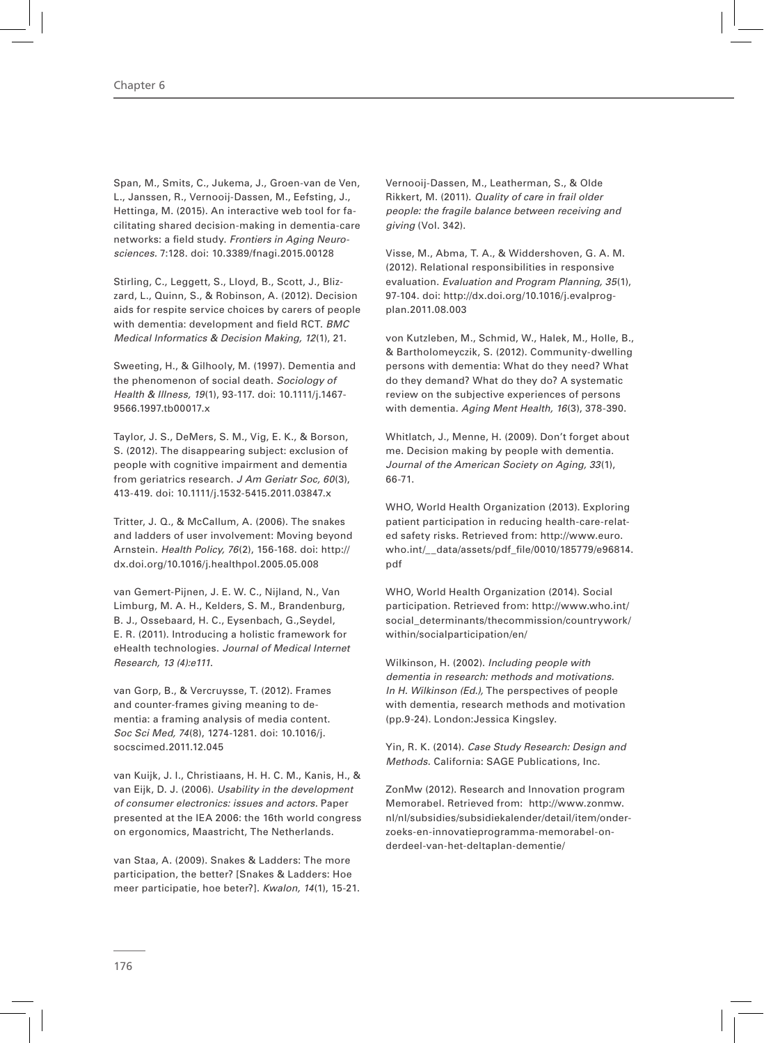Span, M., Smits, C., Jukema, J., Groen-van de Ven, L., Janssen, R., Vernooij-Dassen, M., Eefsting, J., Hettinga, M. (2015). An interactive web tool for facilitating shared decision-making in dementia-care networks: a field study. *Frontiers in Aging Neurosciences*. 7:128. doi: 10.3389/fnagi.2015.00128

Stirling, C., Leggett, S., Lloyd, B., Scott, J., Blizzard, L., Quinn, S., & Robinson, A. (2012). Decision aids for respite service choices by carers of people with dementia: development and field RCT. *BMC Medical Informatics & Decision Making, 12*(1), 21.

Sweeting, H., & Gilhooly, M. (1997). Dementia and the phenomenon of social death. *Sociology of Health & Illness, 19*(1), 93-117. doi: 10.1111/j.1467-9566.1997.tb00017.x

Taylor, J. S., DeMers, S. M., Vig, E. K., & Borson, S. (2012). The disappearing subject: exclusion of people with cognitive impairment and dementia from geriatrics research. *J Am Geriatr Soc, 60*(3), 413-419. doi: 10.1111/j.1532-5415.2011.03847.x

Tritter, J. Q., & McCallum, A. (2006). The snakes and ladders of user involvement: Moving beyond Arnstein. *Health Policy, 76*(2), 156-168. doi: http://dx.doi.org/10.1016/j.healthpol.2005.05.008

van Gemert-Pijnen, J. E. W. C., Nijland, N., Van Limburg, M. A. H., Kelders, S. M., Brandenburg, B. J., Ossebaard, H. C., Eysenbach, G.,Seydel, E. R. (2011). Introducing a holistic framework for eHealth technologies. *Journal of Medical Internet Research, 13 (4):e111*.

van Gorp, B., & Vercruysse, T. (2012). Frames and counter-frames giving meaning to dementia: a framing analysis of media content. *Soc Sci Med, 74*(8), 1274-1281. doi: 10.1016/j.socscimed.2011.12.045

van Kuijk, J. I., Christiaans, H. H. C. M., Kanis, H., & van Eijk, D. J. (2006). *Usability in the development of consumer electronics: issues and actors.* Paper presented at the IEA 2006: the 16th world congress on ergonomics, Maastricht, The Netherlands.

van Staa, A. (2009). Snakes & Ladders: The more participation, the better? [Snakes & Ladders: Hoe meer participatie, hoe beter?]. *Kwalon, 14*(1), 15-21.

Vernooij-Dassen, M., Leatherman, S., & Olde Rikkert, M. (2011). *Quality of care in frail older people: the fragile balance between receiving and giving* (Vol. 342).

Visse, M., Abma, T. A., & Widdershoven, G. A. M. (2012). Relational responsibilities in responsive evaluation. *Evaluation and Program Planning, 35*(1), 97-104. doi: http://dx.doi.org/10.1016/j.evalprogplan.2011.08.003

von Kutzleben, M., Schmid, W., Halek, M., Holle, B., & Bartholomeyczik, S. (2012). Community-dwelling persons with dementia: What do they need? What do they demand? What do they do? A systematic review on the subjective experiences of persons with dementia. *Aging Ment Health, 16*(3), 378-390.

Whitlatch, J., Menne, H. (2009). Don't forget about me. Decision making by people with dementia. *Journal of the American Society on Aging, 33*(1), 66-71.

WHO, World Health Organization (2013). Exploring patient participation in reducing health-care-related safety risks. Retrieved from: http://www.euro.who.int/__data/assets/pdf_file/0010/185779/e96814.pdf

WHO, World Health Organization (2014). Social participation. Retrieved from: http://www.who.int/social_determinants/thecommission/countrywork/within/socialparticipation/en/

Wilkinson, H. (2002). *Including people with dementia in research: methods and motivations. In H. Wilkinson (Ed.),* The perspectives of people with dementia, research methods and motivation (pp.9-24). London:Jessica Kingsley.

Yin, R. K. (2014). *Case Study Research: Design and Methods.* California: SAGE Publications, Inc.

ZonMw (2012). Research and Innovation program Memorabel. Retrieved from: http://www.zonmw.nl/nl/subsidies/subsidiekalender/detail/item/onderzoeks-en-innovatieprogramma-memorabel-onderdeel-van-het-deltaplan-dementie/